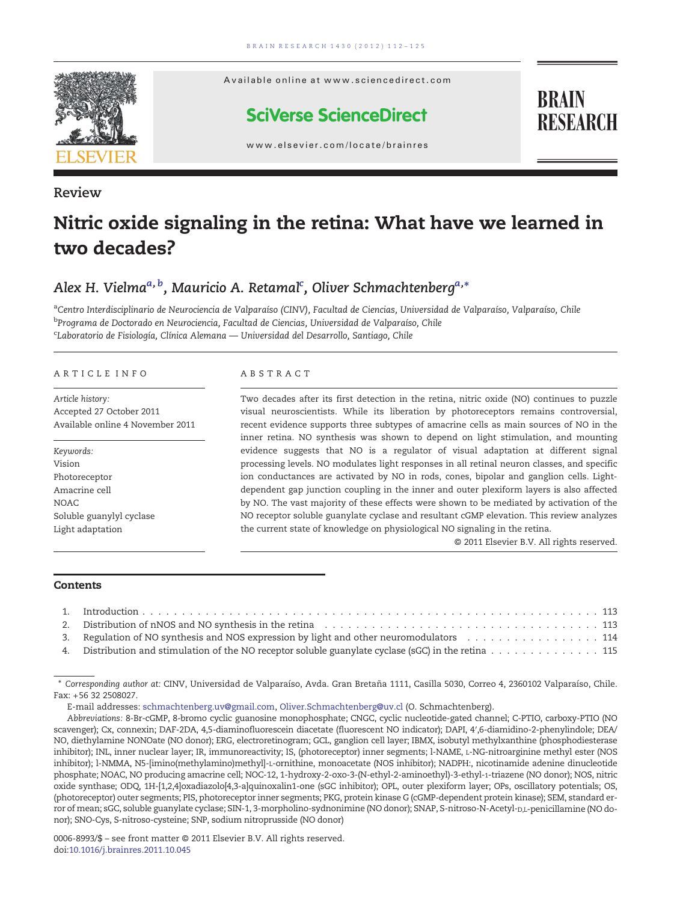Review

# Nitric oxide signaling in the retina: What have we learned in two decades?

*Alex H. Vielma*[a,b], *Mauricio A. Retamal*[c], *Oliver Schmachtenberg*[a,*]

[a]Centro Interdisciplinario de Neurociencia de Valparaíso (CINV), Facultad de Ciencias, Universidad de Valparaíso, Valparaíso, Chile
[b]Programa de Doctorado en Neurociencia, Facultad de Ciencias, Universidad de Valparaíso, Chile
[c]Laboratorio de Fisiología, Clínica Alemana — Universidad del Desarrollo, Santiago, Chile

## ARTICLE INFO

*Article history:*
Accepted 27 October 2011
Available online 4 November 2011

*Keywords:*
Vision
Photoreceptor
Amacrine cell
NOAC
Soluble guanylyl cyclase
Light adaptation

## ABSTRACT

Two decades after its first detection in the retina, nitric oxide (NO) continues to puzzle visual neuroscientists. While its liberation by photoreceptors remains controversial, recent evidence supports three subtypes of amacrine cells as main sources of NO in the inner retina. NO synthesis was shown to depend on light stimulation, and mounting evidence suggests that NO is a regulator of visual adaptation at different signal processing levels. NO modulates light responses in all retinal neuron classes, and specific ion conductances are activated by NO in rods, cones, bipolar and ganglion cells. Light-dependent gap junction coupling in the inner and outer plexiform layers is also affected by NO. The vast majority of these effects were shown to be mediated by activation of the NO receptor soluble guanylate cyclase and resultant cGMP elevation. This review analyzes the current state of knowledge on physiological NO signaling in the retina.

© 2011 Elsevier B.V. All rights reserved.

## Contents

1. Introduction . . . 113
2. Distribution of nNOS and NO synthesis in the retina . . . 113
3. Regulation of NO synthesis and NOS expression by light and other neuromodulators . . . 114
4. Distribution and stimulation of the NO receptor soluble guanylate cyclase (sGC) in the retina . . . 115

\* *Corresponding author at:* CINV, Universidad de Valparaíso, Avda. Gran Bretaña 1111, Casilla 5030, Correo 4, 2360102 Valparaíso, Chile. Fax: +56 32 2508027.

E-mail addresses: schmachtenberg.uv@gmail.com, Oliver.Schmachtenberg@uv.cl (O. Schmachtenberg).

*Abbreviations:* 8-Br-cGMP, 8-bromo cyclic guanosine monophosphate; CNGC, cyclic nucleotide-gated channel; C-PTIO, carboxy-PTIO (NO scavenger); Cx, connexin; DAF-2DA, 4,5-diaminofluorescein diacetate (fluorescent NO indicator); DAPI, 4′,6-diamidino-2-phenylindole; DEA/NO, diethylamine NONOate (NO donor); ERG, electroretinogram; GCL, ganglion cell layer; IBMX, isobutyl methylxanthine (phosphodiesterase inhibitor); INL, inner nuclear layer; IR, immunoreactivity; IS, (photoreceptor) inner segments; l-NAME, L-NG-nitroarginine methyl ester (NOS inhibitor); l-NMMA, N5-[imino(methylamino)methyl]-L-ornithine, monoacetate (NOS inhibitor); NADPH:, nicotinamide adenine dinucleotide phosphate; NOAC, NO producing amacrine cell; NOC-12, 1-hydroxy-2-oxo-3-(N-ethyl-2-aminoethyl)-3-ethyl-1-triazene (NO donor); NOS, nitric oxide synthase; ODQ, 1H-[1,2,4]oxadiazolo[4,3-a]quinoxalin1-one (sGC inhibitor); OPL, outer plexiform layer; OPs, oscillatory potentials; OS, (photoreceptor) outer segments; PIS, photoreceptor inner segments; PKG, protein kinase G (cGMP-dependent protein kinase); SEM, standard error of mean; sGC, soluble guanylate cyclase; SIN-1, 3-morpholino-sydnonimine (NO donor); SNAP, S-nitroso-N-Acetyl-D,L-penicillamine (NO donor); SNO-Cys, S-nitroso-cysteine; SNP, sodium nitroprusside (NO donor)

0006-8993/$ – see front matter © 2011 Elsevier B.V. All rights reserved.
doi:10.1016/j.brainres.2011.10.045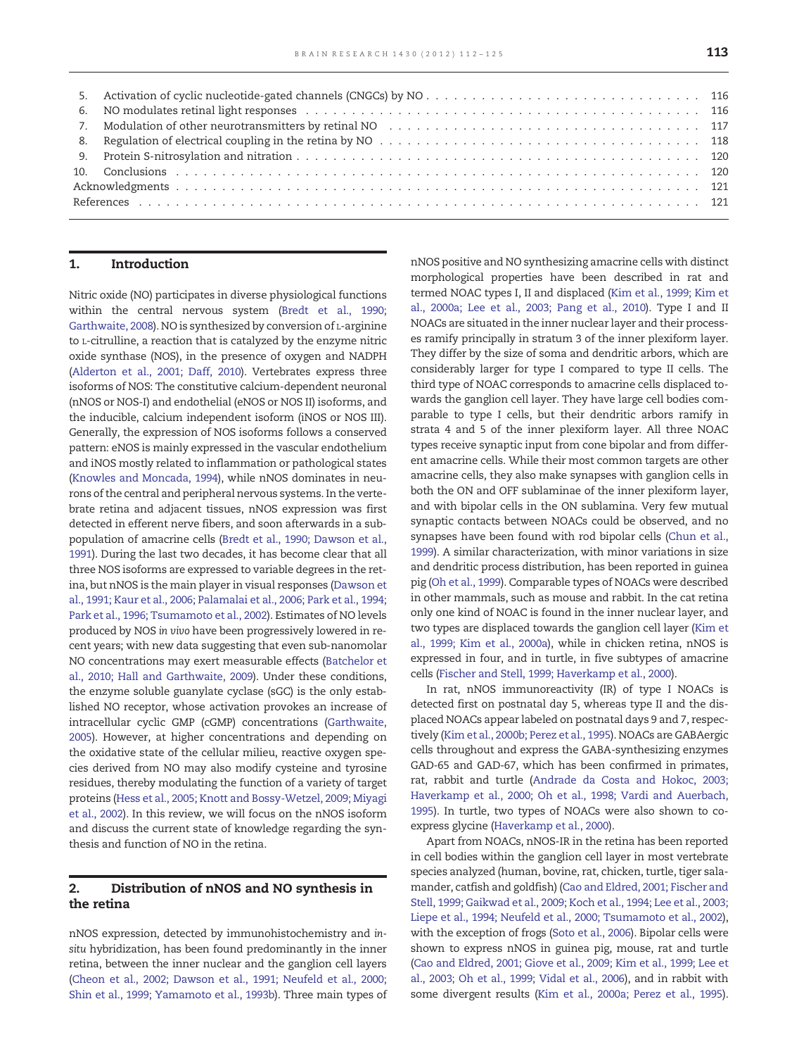5. Activation of cyclic nucleotide-gated channels (CNGCs) by NO . . . 116
6. NO modulates retinal light responses . . . 116
7. Modulation of other neurotransmitters by retinal NO . . . 117
8. Regulation of electrical coupling in the retina by NO . . . 118
9. Protein S-nitrosylation and nitration . . . 120
10. Conclusions . . . 120

Acknowledgments . . . 121

References . . . 121

## 1. Introduction

Nitric oxide (NO) participates in diverse physiological functions within the central nervous system (Bredt et al., 1990; Garthwaite, 2008). NO is synthesized by conversion of L-arginine to L-citrulline, a reaction that is catalyzed by the enzyme nitric oxide synthase (NOS), in the presence of oxygen and NADPH (Alderton et al., 2001; Daff, 2010). Vertebrates express three isoforms of NOS: The constitutive calcium-dependent neuronal (nNOS or NOS-I) and endothelial (eNOS or NOS II) isoforms, and the inducible, calcium independent isoform (iNOS or NOS III). Generally, the expression of NOS isoforms follows a conserved pattern: eNOS is mainly expressed in the vascular endothelium and iNOS mostly related to inflammation or pathological states (Knowles and Moncada, 1994), while nNOS dominates in neurons of the central and peripheral nervous systems. In the vertebrate retina and adjacent tissues, nNOS expression was first detected in efferent nerve fibers, and soon afterwards in a subpopulation of amacrine cells (Bredt et al., 1990; Dawson et al., 1991). During the last two decades, it has become clear that all three NOS isoforms are expressed to variable degrees in the retina, but nNOS is the main player in visual responses (Dawson et al., 1991; Kaur et al., 2006; Palamalai et al., 2006; Park et al., 1994; Park et al., 1996; Tsumamoto et al., 2002). Estimates of NO levels produced by NOS *in vivo* have been progressively lowered in recent years; with new data suggesting that even sub-nanomolar NO concentrations may exert measurable effects (Batchelor et al., 2010; Hall and Garthwaite, 2009). Under these conditions, the enzyme soluble guanylate cyclase (sGC) is the only established NO receptor, whose activation provokes an increase of intracellular cyclic GMP (cGMP) concentrations (Garthwaite, 2005). However, at higher concentrations and depending on the oxidative state of the cellular milieu, reactive oxygen species derived from NO may also modify cysteine and tyrosine residues, thereby modulating the function of a variety of target proteins (Hess et al., 2005; Knott and Bossy-Wetzel, 2009; Miyagi et al., 2002). In this review, we will focus on the nNOS isoform and discuss the current state of knowledge regarding the synthesis and function of NO in the retina.

## 2. Distribution of nNOS and NO synthesis in the retina

nNOS expression, detected by immunohistochemistry and *in-situ* hybridization, has been found predominantly in the inner retina, between the inner nuclear and the ganglion cell layers (Cheon et al., 2002; Dawson et al., 1991; Neufeld et al., 2000; Shin et al., 1999; Yamamoto et al., 1993b). Three main types of nNOS positive and NO synthesizing amacrine cells with distinct morphological properties have been described in rat and termed NOAC types I, II and displaced (Kim et al., 1999; Kim et al., 2000a; Lee et al., 2003; Pang et al., 2010). Type I and II NOACs are situated in the inner nuclear layer and their processes ramify principally in stratum 3 of the inner plexiform layer. They differ by the size of soma and dendritic arbors, which are considerably larger for type I compared to type II cells. The third type of NOAC corresponds to amacrine cells displaced towards the ganglion cell layer. They have large cell bodies comparable to type I cells, but their dendritic arbors ramify in strata 4 and 5 of the inner plexiform layer. All three NOAC types receive synaptic input from cone bipolar and from different amacrine cells. While their most common targets are other amacrine cells, they also make synapses with ganglion cells in both the ON and OFF sublaminae of the inner plexiform layer, and with bipolar cells in the ON sublamina. Very few mutual synaptic contacts between NOACs could be observed, and no synapses have been found with rod bipolar cells (Chun et al., 1999). A similar characterization, with minor variations in size and dendritic process distribution, has been reported in guinea pig (Oh et al., 1999). Comparable types of NOACs were described in other mammals, such as mouse and rabbit. In the cat retina only one kind of NOAC is found in the inner nuclear layer, and two types are displaced towards the ganglion cell layer (Kim et al., 1999; Kim et al., 2000a), while in chicken retina, nNOS is expressed in four, and in turtle, in five subtypes of amacrine cells (Fischer and Stell, 1999; Haverkamp et al., 2000).

In rat, nNOS immunoreactivity (IR) of type I NOACs is detected first on postnatal day 5, whereas type II and the displaced NOACs appear labeled on postnatal days 9 and 7, respectively (Kim et al., 2000b; Perez et al., 1995). NOACs are GABAergic cells throughout and express the GABA-synthesizing enzymes GAD-65 and GAD-67, which has been confirmed in primates, rat, rabbit and turtle (Andrade da Costa and Hokoc, 2003; Haverkamp et al., 2000; Oh et al., 1998; Vardi and Auerbach, 1995). In turtle, two types of NOACs were also shown to co-express glycine (Haverkamp et al., 2000).

Apart from NOACs, nNOS-IR in the retina has been reported in cell bodies within the ganglion cell layer in most vertebrate species analyzed (human, bovine, rat, chicken, turtle, tiger salamander, catfish and goldfish) (Cao and Eldred, 2001; Fischer and Stell, 1999; Gaikwad et al., 2009; Koch et al., 1994; Lee et al., 2003; Liepe et al., 1994; Neufeld et al., 2000; Tsumamoto et al., 2002), with the exception of frogs (Soto et al., 2006). Bipolar cells were shown to express nNOS in guinea pig, mouse, rat and turtle (Cao and Eldred, 2001; Giove et al., 2009; Kim et al., 1999; Lee et al., 2003; Oh et al., 1999; Vidal et al., 2006), and in rabbit with some divergent results (Kim et al., 2000a; Perez et al., 1995).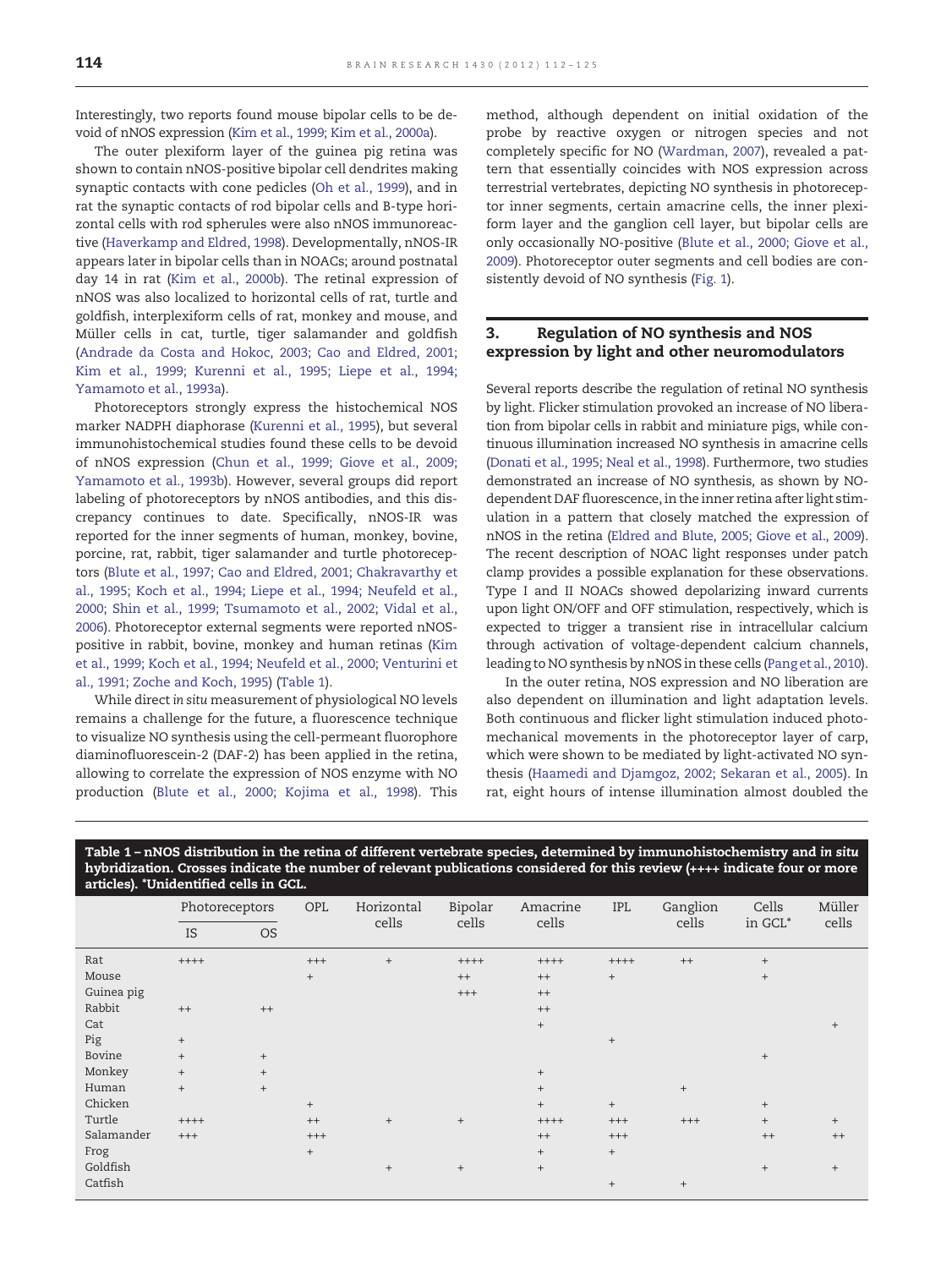Interestingly, two reports found mouse bipolar cells to be devoid of nNOS expression (Kim et al., 1999; Kim et al., 2000a).

The outer plexiform layer of the guinea pig retina was shown to contain nNOS-positive bipolar cell dendrites making synaptic contacts with cone pedicles (Oh et al., 1999), and in rat the synaptic contacts of rod bipolar cells and B-type horizontal cells with rod spherules were also nNOS immunoreactive (Haverkamp and Eldred, 1998). Developmentally, nNOS-IR appears later in bipolar cells than in NOACs; around postnatal day 14 in rat (Kim et al., 2000b). The retinal expression of nNOS was also localized to horizontal cells of rat, turtle and goldfish, interplexiform cells of rat, monkey and mouse, and Müller cells in cat, turtle, tiger salamander and goldfish (Andrade da Costa and Hokoc, 2003; Cao and Eldred, 2001; Kim et al., 1999; Kurenni et al., 1995; Liepe et al., 1994; Yamamoto et al., 1993a).

Photoreceptors strongly express the histochemical NOS marker NADPH diaphorase (Kurenni et al., 1995), but several immunohistochemical studies found these cells to be devoid of nNOS expression (Chun et al., 1999; Giove et al., 2009; Yamamoto et al., 1993b). However, several groups did report labeling of photoreceptors by nNOS antibodies, and this discrepancy continues to date. Specifically, nNOS-IR was reported for the inner segments of human, monkey, bovine, porcine, rat, rabbit, tiger salamander and turtle photoreceptors (Blute et al., 1997; Cao and Eldred, 2001; Chakravarthy et al., 1995; Koch et al., 1994; Liepe et al., 1994; Neufeld et al., 2000; Shin et al., 1999; Tsumamoto et al., 2002; Vidal et al., 2006). Photoreceptor external segments were reported nNOS-positive in rabbit, bovine, monkey and human retinas (Kim et al., 1999; Koch et al., 1994; Neufeld et al., 2000; Venturini et al., 1991; Zoche and Koch, 1995) (Table 1).

While direct *in situ* measurement of physiological NO levels remains a challenge for the future, a fluorescence technique to visualize NO synthesis using the cell-permeant fluorophore diaminofluorescein-2 (DAF-2) has been applied in the retina, allowing to correlate the expression of NOS enzyme with NO production (Blute et al., 2000; Kojima et al., 1998). This method, although dependent on initial oxidation of the probe by reactive oxygen or nitrogen species and not completely specific for NO (Wardman, 2007), revealed a pattern that essentially coincides with NOS expression across terrestrial vertebrates, depicting NO synthesis in photoreceptor inner segments, certain amacrine cells, the inner plexiform layer and the ganglion cell layer, but bipolar cells are only occasionally NO-positive (Blute et al., 2000; Giove et al., 2009). Photoreceptor outer segments and cell bodies are consistently devoid of NO synthesis (Fig. 1).

## 3. Regulation of NO synthesis and NOS expression by light and other neuromodulators

Several reports describe the regulation of retinal NO synthesis by light. Flicker stimulation provoked an increase of NO liberation from bipolar cells in rabbit and miniature pigs, while continuous illumination increased NO synthesis in amacrine cells (Donati et al., 1995; Neal et al., 1998). Furthermore, two studies demonstrated an increase of NO synthesis, as shown by NO-dependent DAF fluorescence, in the inner retina after light stimulation in a pattern that closely matched the expression of nNOS in the retina (Eldred and Blute, 2005; Giove et al., 2009). The recent description of NOAC light responses under patch clamp provides a possible explanation for these observations. Type I and II NOACs showed depolarizing inward currents upon light ON/OFF and OFF stimulation, respectively, which is expected to trigger a transient rise in intracellular calcium through activation of voltage-dependent calcium channels, leading to NO synthesis by nNOS in these cells (Pang et al., 2010).

In the outer retina, NOS expression and NO liberation are also dependent on illumination and light adaptation levels. Both continuous and flicker light stimulation induced photomechanical movements in the photoreceptor layer of carp, which were shown to be mediated by light-activated NO synthesis (Haamedi and Djamgoz, 2002; Sekaran et al., 2005). In rat, eight hours of intense illumination almost doubled the

**Table 1 – nNOS distribution in the retina of different vertebrate species, determined by immunohistochemistry and *in situ* hybridization. Crosses indicate the number of relevant publications considered for this review (++++ indicate four or more articles). *Unidentified cells in GCL.**

| | Photoreceptors | | OPL | Horizontal cells | Bipolar cells | Amacrine cells | IPL | Ganglion cells | Cells in GCL* | Müller cells |
|---|---|---|---|---|---|---|---|---|---|---|
| | IS | OS | | | | | | | | |
| Rat | ++++ | | +++ | + | ++++ | ++++ | ++++ | ++ | + | |
| Mouse | | | + | | ++ | ++ | + | | + | |
| Guinea pig | | | | | +++ | ++ | | | | |
| Rabbit | ++ | ++ | | | | ++ | | | | |
| Cat | | | | | | + | | | | + |
| Pig | + | | | | | | + | | | |
| Bovine | + | + | | | | | | | + | |
| Monkey | + | + | | | | + | | | | |
| Human | + | + | | | | + | | + | | |
| Chicken | | | + | | | + | + | | + | |
| Turtle | ++++ | | ++ | + | + | ++++ | +++ | +++ | + | + |
| Salamander | +++ | | +++ | | | ++ | +++ | | ++ | ++ |
| Frog | | | + | | | + | + | | | |
| Goldfish | | | | + | + | + | | | + | + |
| Catfish | | | | | | | + | + | | |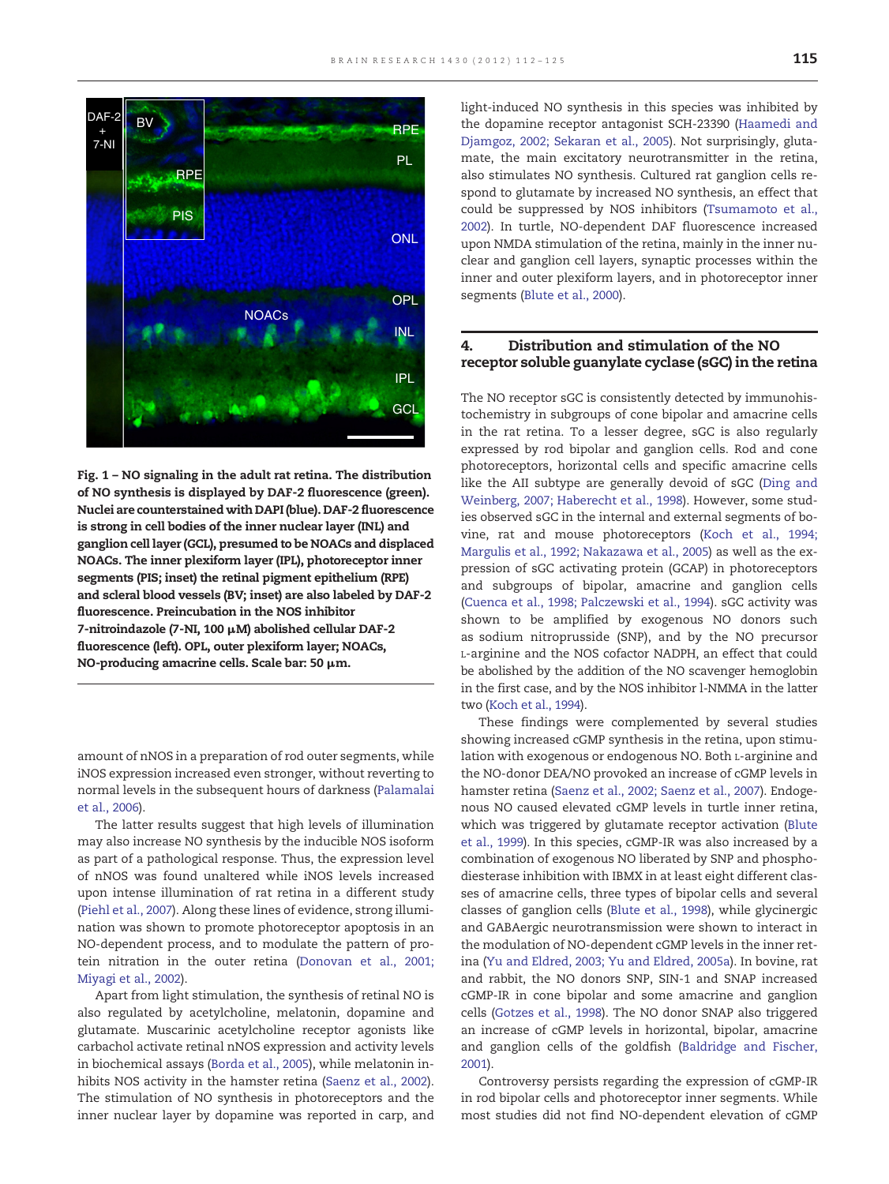Fig. 1 – NO signaling in the adult rat retina. The distribution of NO synthesis is displayed by DAF-2 fluorescence (green). Nuclei are counterstained with DAPI (blue). DAF-2 fluorescence is strong in cell bodies of the inner nuclear layer (INL) and ganglion cell layer (GCL), presumed to be NOACs and displaced NOACs. The inner plexiform layer (IPL), photoreceptor inner segments (PIS; inset) the retinal pigment epithelium (RPE) and scleral blood vessels (BV; inset) are also labeled by DAF-2 fluorescence. Preincubation in the NOS inhibitor 7-nitroindazole (7-NI, 100 μM) abolished cellular DAF-2 fluorescence (left). OPL, outer plexiform layer; NOACs, NO-producing amacrine cells. Scale bar: 50 μm.

amount of nNOS in a preparation of rod outer segments, while iNOS expression increased even stronger, without reverting to normal levels in the subsequent hours of darkness (Palamalai et al., 2006).

The latter results suggest that high levels of illumination may also increase NO synthesis by the inducible NOS isoform as part of a pathological response. Thus, the expression level of nNOS was found unaltered while iNOS levels increased upon intense illumination of rat retina in a different study (Piehl et al., 2007). Along these lines of evidence, strong illumination was shown to promote photoreceptor apoptosis in an NO-dependent process, and to modulate the pattern of protein nitration in the outer retina (Donovan et al., 2001; Miyagi et al., 2002).

Apart from light stimulation, the synthesis of retinal NO is also regulated by acetylcholine, melatonin, dopamine and glutamate. Muscarinic acetylcholine receptor agonists like carbachol activate retinal nNOS expression and activity levels in biochemical assays (Borda et al., 2005), while melatonin inhibits NOS activity in the hamster retina (Saenz et al., 2002). The stimulation of NO synthesis in photoreceptors and the inner nuclear layer by dopamine was reported in carp, and light-induced NO synthesis in this species was inhibited by the dopamine receptor antagonist SCH-23390 (Haamedi and Djamgoz, 2002; Sekaran et al., 2005). Not surprisingly, glutamate, the main excitatory neurotransmitter in the retina, also stimulates NO synthesis. Cultured rat ganglion cells respond to glutamate by increased NO synthesis, an effect that could be suppressed by NOS inhibitors (Tsumamoto et al., 2002). In turtle, NO-dependent DAF fluorescence increased upon NMDA stimulation of the retina, mainly in the inner nuclear and ganglion cell layers, synaptic processes within the inner and outer plexiform layers, and in photoreceptor inner segments (Blute et al., 2000).

## 4. Distribution and stimulation of the NO receptor soluble guanylate cyclase (sGC) in the retina

The NO receptor sGC is consistently detected by immunohistochemistry in subgroups of cone bipolar and amacrine cells in the rat retina. To a lesser degree, sGC is also regularly expressed by rod bipolar and ganglion cells. Rod and cone photoreceptors, horizontal cells and specific amacrine cells like the AII subtype are generally devoid of sGC (Ding and Weinberg, 2007; Haberecht et al., 1998). However, some studies observed sGC in the internal and external segments of bovine, rat and mouse photoreceptors (Koch et al., 1994; Margulis et al., 1992; Nakazawa et al., 2005) as well as the expression of sGC activating protein (GCAP) in photoreceptors and subgroups of bipolar, amacrine and ganglion cells (Cuenca et al., 1998; Palczewski et al., 1994). sGC activity was shown to be amplified by exogenous NO donors such as sodium nitroprusside (SNP), and by the NO precursor L-arginine and the NOS cofactor NADPH, an effect that could be abolished by the addition of the NO scavenger hemoglobin in the first case, and by the NOS inhibitor l-NMMA in the latter two (Koch et al., 1994).

These findings were complemented by several studies showing increased cGMP synthesis in the retina, upon stimulation with exogenous or endogenous NO. Both L-arginine and the NO-donor DEA/NO provoked an increase of cGMP levels in hamster retina (Saenz et al., 2002; Saenz et al., 2007). Endogenous NO caused elevated cGMP levels in turtle inner retina, which was triggered by glutamate receptor activation (Blute et al., 1999). In this species, cGMP-IR was also increased by a combination of exogenous NO liberated by SNP and phosphodiesterase inhibition with IBMX in at least eight different classes of amacrine cells, three types of bipolar cells and several classes of ganglion cells (Blute et al., 1998), while glycinergic and GABAergic neurotransmission were shown to interact in the modulation of NO-dependent cGMP levels in the inner retina (Yu and Eldred, 2003; Yu and Eldred, 2005a). In bovine, rat and rabbit, the NO donors SNP, SIN-1 and SNAP increased cGMP-IR in cone bipolar and some amacrine and ganglion cells (Gotzes et al., 1998). The NO donor SNAP also triggered an increase of cGMP levels in horizontal, bipolar, amacrine and ganglion cells of the goldfish (Baldridge and Fischer, 2001).

Controversy persists regarding the expression of cGMP-IR in rod bipolar cells and photoreceptor inner segments. While most studies did not find NO-dependent elevation of cGMP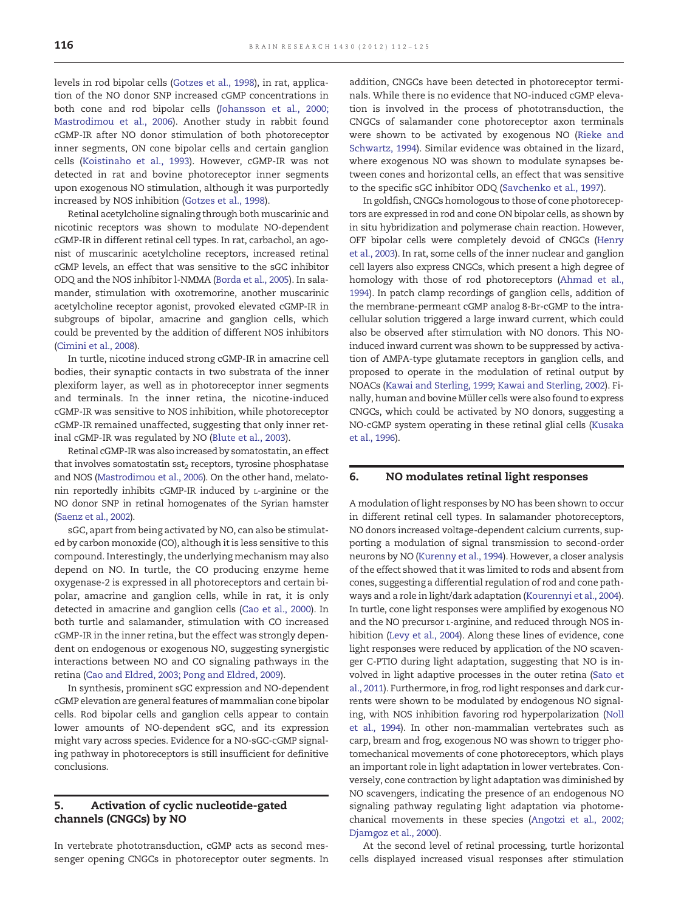levels in rod bipolar cells (Gotzes et al., 1998), in rat, application of the NO donor SNP increased cGMP concentrations in both cone and rod bipolar cells (Johansson et al., 2000; Mastrodimou et al., 2006). Another study in rabbit found cGMP-IR after NO donor stimulation of both photoreceptor inner segments, ON cone bipolar cells and certain ganglion cells (Koistinaho et al., 1993). However, cGMP-IR was not detected in rat and bovine photoreceptor inner segments upon exogenous NO stimulation, although it was purportedly increased by NOS inhibition (Gotzes et al., 1998).

Retinal acetylcholine signaling through both muscarinic and nicotinic receptors was shown to modulate NO-dependent cGMP-IR in different retinal cell types. In rat, carbachol, an agonist of muscarinic acetylcholine receptors, increased retinal cGMP levels, an effect that was sensitive to the sGC inhibitor ODQ and the NOS inhibitor l-NMMA (Borda et al., 2005). In salamander, stimulation with oxotremorine, another muscarinic acetylcholine receptor agonist, provoked elevated cGMP-IR in subgroups of bipolar, amacrine and ganglion cells, which could be prevented by the addition of different NOS inhibitors (Cimini et al., 2008).

In turtle, nicotine induced strong cGMP-IR in amacrine cell bodies, their synaptic contacts in two substrata of the inner plexiform layer, as well as in photoreceptor inner segments and terminals. In the inner retina, the nicotine-induced cGMP-IR was sensitive to NOS inhibition, while photoreceptor cGMP-IR remained unaffected, suggesting that only inner retinal cGMP-IR was regulated by NO (Blute et al., 2003).

Retinal cGMP-IR was also increased by somatostatin, an effect that involves somatostatin $sst_2$ receptors, tyrosine phosphatase and NOS (Mastrodimou et al., 2006). On the other hand, melatonin reportedly inhibits cGMP-IR induced by L-arginine or the NO donor SNP in retinal homogenates of the Syrian hamster (Saenz et al., 2002).

sGC, apart from being activated by NO, can also be stimulated by carbon monoxide (CO), although it is less sensitive to this compound. Interestingly, the underlying mechanism may also depend on NO. In turtle, the CO producing enzyme heme oxygenase-2 is expressed in all photoreceptors and certain bipolar, amacrine and ganglion cells, while in rat, it is only detected in amacrine and ganglion cells (Cao et al., 2000). In both turtle and salamander, stimulation with CO increased cGMP-IR in the inner retina, but the effect was strongly dependent on endogenous or exogenous NO, suggesting synergistic interactions between NO and CO signaling pathways in the retina (Cao and Eldred, 2003; Pong and Eldred, 2009).

In synthesis, prominent sGC expression and NO-dependent cGMP elevation are general features of mammalian cone bipolar cells. Rod bipolar cells and ganglion cells appear to contain lower amounts of NO-dependent sGC, and its expression might vary across species. Evidence for a NO-sGC-cGMP signaling pathway in photoreceptors is still insufficient for definitive conclusions.

## 5. Activation of cyclic nucleotide-gated channels (CNGCs) by NO

In vertebrate phototransduction, cGMP acts as second messenger opening CNGCs in photoreceptor outer segments. In addition, CNGCs have been detected in photoreceptor terminals. While there is no evidence that NO-induced cGMP elevation is involved in the process of phototransduction, the CNGCs of salamander cone photoreceptor axon terminals were shown to be activated by exogenous NO (Rieke and Schwartz, 1994). Similar evidence was obtained in the lizard, where exogenous NO was shown to modulate synapses between cones and horizontal cells, an effect that was sensitive to the specific sGC inhibitor ODQ (Savchenko et al., 1997).

In goldfish, CNGCs homologous to those of cone photoreceptors are expressed in rod and cone ON bipolar cells, as shown by in situ hybridization and polymerase chain reaction. However, OFF bipolar cells were completely devoid of CNGCs (Henry et al., 2003). In rat, some cells of the inner nuclear and ganglion cell layers also express CNGCs, which present a high degree of homology with those of rod photoreceptors (Ahmad et al., 1994). In patch clamp recordings of ganglion cells, addition of the membrane-permeant cGMP analog 8-Br-cGMP to the intracellular solution triggered a large inward current, which could also be observed after stimulation with NO donors. This NO-induced inward current was shown to be suppressed by activation of AMPA-type glutamate receptors in ganglion cells, and proposed to operate in the modulation of retinal output by NOACs (Kawai and Sterling, 1999; Kawai and Sterling, 2002). Finally, human and bovine Müller cells were also found to express CNGCs, which could be activated by NO donors, suggesting a NO-cGMP system operating in these retinal glial cells (Kusaka et al., 1996).

## 6. NO modulates retinal light responses

A modulation of light responses by NO has been shown to occur in different retinal cell types. In salamander photoreceptors, NO donors increased voltage-dependent calcium currents, supporting a modulation of signal transmission to second-order neurons by NO (Kurenny et al., 1994). However, a closer analysis of the effect showed that it was limited to rods and absent from cones, suggesting a differential regulation of rod and cone pathways and a role in light/dark adaptation (Kourennyi et al., 2004). In turtle, cone light responses were amplified by exogenous NO and the NO precursor L-arginine, and reduced through NOS inhibition (Levy et al., 2004). Along these lines of evidence, cone light responses were reduced by application of the NO scavenger C-PTIO during light adaptation, suggesting that NO is involved in light adaptive processes in the outer retina (Sato et al., 2011). Furthermore, in frog, rod light responses and dark currents were shown to be modulated by endogenous NO signaling, with NOS inhibition favoring rod hyperpolarization (Noll et al., 1994). In other non-mammalian vertebrates such as carp, bream and frog, exogenous NO was shown to trigger photomechanical movements of cone photoreceptors, which plays an important role in light adaptation in lower vertebrates. Conversely, cone contraction by light adaptation was diminished by NO scavengers, indicating the presence of an endogenous NO signaling pathway regulating light adaptation via photomechanical movements in these species (Angotzi et al., 2002; Djamgoz et al., 2000).

At the second level of retinal processing, turtle horizontal cells displayed increased visual responses after stimulation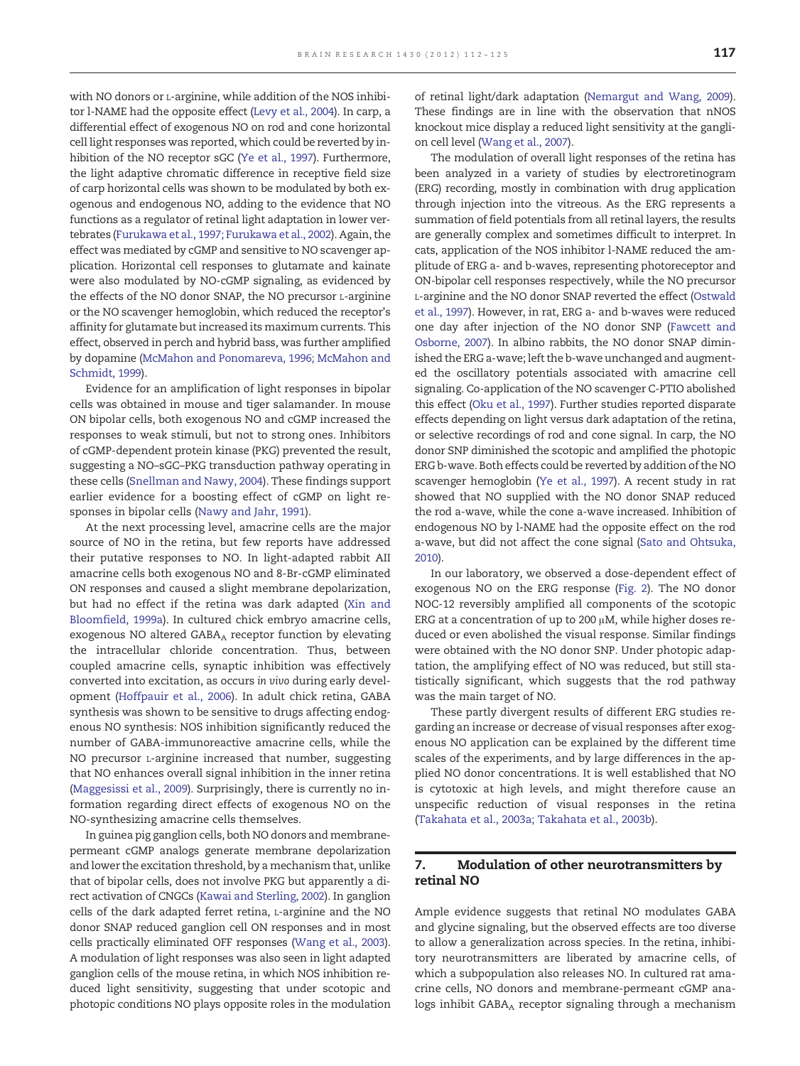with NO donors or L-arginine, while addition of the NOS inhibitor l-NAME had the opposite effect (Levy et al., 2004). In carp, a differential effect of exogenous NO on rod and cone horizontal cell light responses was reported, which could be reverted by inhibition of the NO receptor sGC (Ye et al., 1997). Furthermore, the light adaptive chromatic difference in receptive field size of carp horizontal cells was shown to be modulated by both exogenous and endogenous NO, adding to the evidence that NO functions as a regulator of retinal light adaptation in lower vertebrates (Furukawa et al., 1997; Furukawa et al., 2002). Again, the effect was mediated by cGMP and sensitive to NO scavenger application. Horizontal cell responses to glutamate and kainate were also modulated by NO-cGMP signaling, as evidenced by the effects of the NO donor SNAP, the NO precursor L-arginine or the NO scavenger hemoglobin, which reduced the receptor's affinity for glutamate but increased its maximum currents. This effect, observed in perch and hybrid bass, was further amplified by dopamine (McMahon and Ponomareva, 1996; McMahon and Schmidt, 1999).

Evidence for an amplification of light responses in bipolar cells was obtained in mouse and tiger salamander. In mouse ON bipolar cells, both exogenous NO and cGMP increased the responses to weak stimuli, but not to strong ones. Inhibitors of cGMP-dependent protein kinase (PKG) prevented the result, suggesting a NO–sGC–PKG transduction pathway operating in these cells (Snellman and Nawy, 2004). These findings support earlier evidence for a boosting effect of cGMP on light responses in bipolar cells (Nawy and Jahr, 1991).

At the next processing level, amacrine cells are the major source of NO in the retina, but few reports have addressed their putative responses to NO. In light-adapted rabbit AII amacrine cells both exogenous NO and 8-Br-cGMP eliminated ON responses and caused a slight membrane depolarization, but had no effect if the retina was dark adapted (Xin and Bloomfield, 1999a). In cultured chick embryo amacrine cells, exogenous NO altered $GABA_A$ receptor function by elevating the intracellular chloride concentration. Thus, between coupled amacrine cells, synaptic inhibition was effectively converted into excitation, as occurs *in vivo* during early development (Hoffpauir et al., 2006). In adult chick retina, GABA synthesis was shown to be sensitive to drugs affecting endogenous NO synthesis: NOS inhibition significantly reduced the number of GABA-immunoreactive amacrine cells, while the NO precursor L-arginine increased that number, suggesting that NO enhances overall signal inhibition in the inner retina (Maggesissi et al., 2009). Surprisingly, there is currently no information regarding direct effects of exogenous NO on the NO-synthesizing amacrine cells themselves.

In guinea pig ganglion cells, both NO donors and membrane-permeant cGMP analogs generate membrane depolarization and lower the excitation threshold, by a mechanism that, unlike that of bipolar cells, does not involve PKG but apparently a direct activation of CNGCs (Kawai and Sterling, 2002). In ganglion cells of the dark adapted ferret retina, L-arginine and the NO donor SNAP reduced ganglion cell ON responses and in most cells practically eliminated OFF responses (Wang et al., 2003). A modulation of light responses was also seen in light adapted ganglion cells of the mouse retina, in which NOS inhibition reduced light sensitivity, suggesting that under scotopic and photopic conditions NO plays opposite roles in the modulation of retinal light/dark adaptation (Nemargut and Wang, 2009). These findings are in line with the observation that nNOS knockout mice display a reduced light sensitivity at the ganglion cell level (Wang et al., 2007).

The modulation of overall light responses of the retina has been analyzed in a variety of studies by electroretinogram (ERG) recording, mostly in combination with drug application through injection into the vitreous. As the ERG represents a summation of field potentials from all retinal layers, the results are generally complex and sometimes difficult to interpret. In cats, application of the NOS inhibitor l-NAME reduced the amplitude of ERG a- and b-waves, representing photoreceptor and ON-bipolar cell responses respectively, while the NO precursor L-arginine and the NO donor SNAP reverted the effect (Ostwald et al., 1997). However, in rat, ERG a- and b-waves were reduced one day after injection of the NO donor SNP (Fawcett and Osborne, 2007). In albino rabbits, the NO donor SNAP diminished the ERG a-wave; left the b-wave unchanged and augmented the oscillatory potentials associated with amacrine cell signaling. Co-application of the NO scavenger C-PTIO abolished this effect (Oku et al., 1997). Further studies reported disparate effects depending on light versus dark adaptation of the retina, or selective recordings of rod and cone signal. In carp, the NO donor SNP diminished the scotopic and amplified the photopic ERG b-wave. Both effects could be reverted by addition of the NO scavenger hemoglobin (Ye et al., 1997). A recent study in rat showed that NO supplied with the NO donor SNAP reduced the rod a-wave, while the cone a-wave increased. Inhibition of endogenous NO by l-NAME had the opposite effect on the rod a-wave, but did not affect the cone signal (Sato and Ohtsuka, 2010).

In our laboratory, we observed a dose-dependent effect of exogenous NO on the ERG response (Fig. 2). The NO donor NOC-12 reversibly amplified all components of the scotopic ERG at a concentration of up to 200 μM, while higher doses reduced or even abolished the visual response. Similar findings were obtained with the NO donor SNP. Under photopic adaptation, the amplifying effect of NO was reduced, but still statistically significant, which suggests that the rod pathway was the main target of NO.

These partly divergent results of different ERG studies regarding an increase or decrease of visual responses after exogenous NO application can be explained by the different time scales of the experiments, and by large differences in the applied NO donor concentrations. It is well established that NO is cytotoxic at high levels, and might therefore cause an unspecific reduction of visual responses in the retina (Takahata et al., 2003a; Takahata et al., 2003b).

## 7. Modulation of other neurotransmitters by retinal NO

Ample evidence suggests that retinal NO modulates GABA and glycine signaling, but the observed effects are too diverse to allow a generalization across species. In the retina, inhibitory neurotransmitters are liberated by amacrine cells, of which a subpopulation also releases NO. In cultured rat amacrine cells, NO donors and membrane-permeant cGMP analogs inhibit $GABA_A$ receptor signaling through a mechanism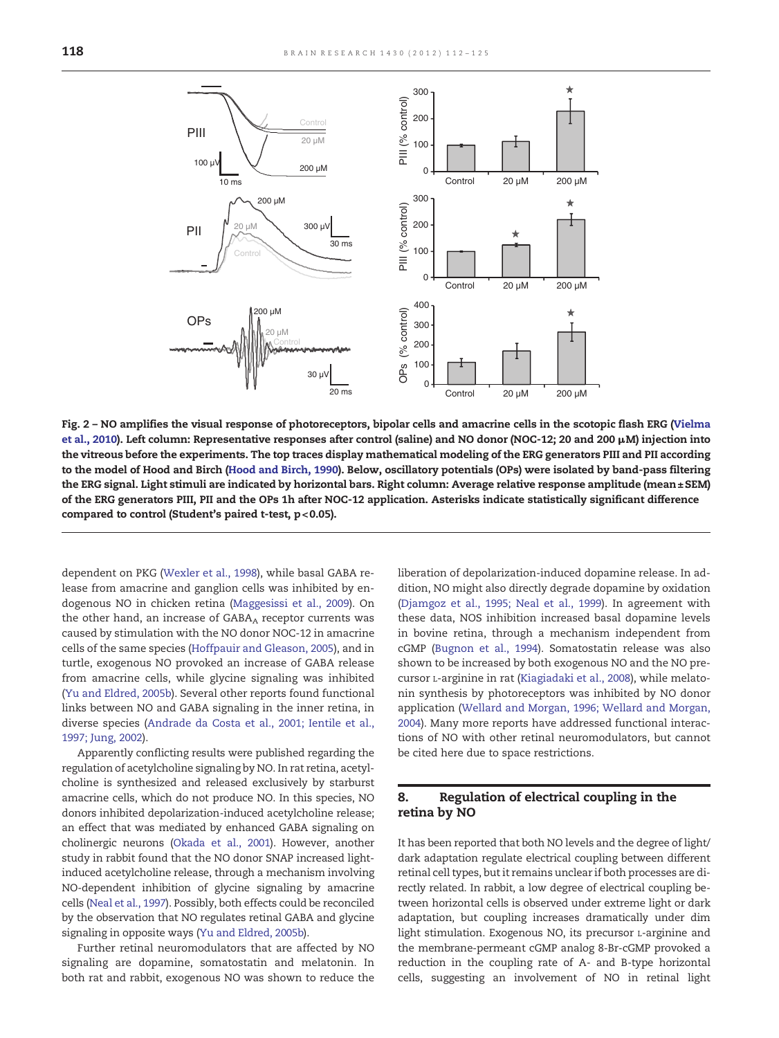**Fig. 2 – NO amplifies the visual response of photoreceptors, bipolar cells and amacrine cells in the scotopic flash ERG (Vielma et al., 2010). Left column: Representative responses after control (saline) and NO donor (NOC-12; 20 and 200 μM) injection into the vitreous before the experiments. The top traces display mathematical modeling of the ERG generators PIII and PII according to the model of Hood and Birch (Hood and Birch, 1990). Below, oscillatory potentials (OPs) were isolated by band-pass filtering the ERG signal. Light stimuli are indicated by horizontal bars. Right column: Average relative response amplitude (mean ± SEM) of the ERG generators PIII, PII and the OPs 1h after NOC-12 application. Asterisks indicate statistically significant difference compared to control (Student's paired t-test, $p < 0.05$).**

dependent on PKG (Wexler et al., 1998), while basal GABA release from amacrine and ganglion cells was inhibited by endogenous NO in chicken retina (Maggesissi et al., 2009). On the other hand, an increase of $GABA_A$ receptor currents was caused by stimulation with the NO donor NOC-12 in amacrine cells of the same species (Hoffpauir and Gleason, 2005), and in turtle, exogenous NO provoked an increase of GABA release from amacrine cells, while glycine signaling was inhibited (Yu and Eldred, 2005b). Several other reports found functional links between NO and GABA signaling in the inner retina, in diverse species (Andrade da Costa et al., 2001; Ientile et al., 1997; Jung, 2002).

Apparently conflicting results were published regarding the regulation of acetylcholine signaling by NO. In rat retina, acetylcholine is synthesized and released exclusively by starburst amacrine cells, which do not produce NO. In this species, NO donors inhibited depolarization-induced acetylcholine release; an effect that was mediated by enhanced GABA signaling on cholinergic neurons (Okada et al., 2001). However, another study in rabbit found that the NO donor SNAP increased light-induced acetylcholine release, through a mechanism involving NO-dependent inhibition of glycine signaling by amacrine cells (Neal et al., 1997). Possibly, both effects could be reconciled by the observation that NO regulates retinal GABA and glycine signaling in opposite ways (Yu and Eldred, 2005b).

Further retinal neuromodulators that are affected by NO signaling are dopamine, somatostatin and melatonin. In both rat and rabbit, exogenous NO was shown to reduce the liberation of depolarization-induced dopamine release. In addition, NO might also directly degrade dopamine by oxidation (Djamgoz et al., 1995; Neal et al., 1999). In agreement with these data, NOS inhibition increased basal dopamine levels in bovine retina, through a mechanism independent from cGMP (Bugnon et al., 1994). Somatostatin release was also shown to be increased by both exogenous NO and the NO precursor L-arginine in rat (Kiagiadaki et al., 2008), while melatonin synthesis by photoreceptors was inhibited by NO donor application (Wellard and Morgan, 1996; Wellard and Morgan, 2004). Many more reports have addressed functional interactions of NO with other retinal neuromodulators, but cannot be cited here due to space restrictions.

## 8. Regulation of electrical coupling in the retina by NO

It has been reported that both NO levels and the degree of light/dark adaptation regulate electrical coupling between different retinal cell types, but it remains unclear if both processes are directly related. In rabbit, a low degree of electrical coupling between horizontal cells is observed under extreme light or dark adaptation, but coupling increases dramatically under dim light stimulation. Exogenous NO, its precursor L-arginine and the membrane-permeant cGMP analog 8-Br-cGMP provoked a reduction in the coupling rate of A- and B-type horizontal cells, suggesting an involvement of NO in retinal light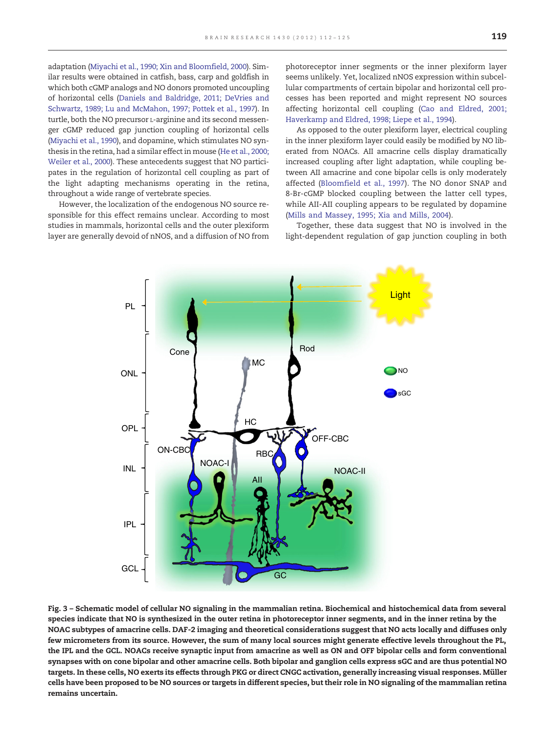adaptation (Miyachi et al., 1990; Xin and Bloomfield, 2000). Similar results were obtained in catfish, bass, carp and goldfish in which both cGMP analogs and NO donors promoted uncoupling of horizontal cells (Daniels and Baldridge, 2011; DeVries and Schwartz, 1989; Lu and McMahon, 1997; Pottek et al., 1997). In turtle, both the NO precursor L-arginine and its second messenger cGMP reduced gap junction coupling of horizontal cells (Miyachi et al., 1990), and dopamine, which stimulates NO synthesis in the retina, had a similar effect in mouse (He et al., 2000; Weiler et al., 2000). These antecedents suggest that NO participates in the regulation of horizontal cell coupling as part of the light adapting mechanisms operating in the retina, throughout a wide range of vertebrate species.

However, the localization of the endogenous NO source responsible for this effect remains unclear. According to most studies in mammals, horizontal cells and the outer plexiform layer are generally devoid of nNOS, and a diffusion of NO from photoreceptor inner segments or the inner plexiform layer seems unlikely. Yet, localized nNOS expression within subcellular compartments of certain bipolar and horizontal cell processes has been reported and might represent NO sources affecting horizontal cell coupling (Cao and Eldred, 2001; Haverkamp and Eldred, 1998; Liepe et al., 1994).

As opposed to the outer plexiform layer, electrical coupling in the inner plexiform layer could easily be modified by NO liberated from NOACs. AII amacrine cells display dramatically increased coupling after light adaptation, while coupling between AII amacrine and cone bipolar cells is only moderately affected (Bloomfield et al., 1997). The NO donor SNAP and 8-Br-cGMP blocked coupling between the latter cell types, while AII-AII coupling appears to be regulated by dopamine (Mills and Massey, 1995; Xia and Mills, 2004).

Together, these data suggest that NO is involved in the light-dependent regulation of gap junction coupling in both

**Fig. 3 – Schematic model of cellular NO signaling in the mammalian retina. Biochemical and histochemical data from several species indicate that NO is synthesized in the outer retina in photoreceptor inner segments, and in the inner retina by the NOAC subtypes of amacrine cells. DAF-2 imaging and theoretical considerations suggest that NO acts locally and diffuses only few micrometers from its source. However, the sum of many local sources might generate effective levels throughout the PL, the IPL and the GCL. NOACs receive synaptic input from amacrine as well as ON and OFF bipolar cells and form conventional synapses with on cone bipolar and other amacrine cells. Both bipolar and ganglion cells express sGC and are thus potential NO targets. In these cells, NO exerts its effects through PKG or direct CNGC activation, generally increasing visual responses. Müller cells have been proposed to be NO sources or targets in different species, but their role in NO signaling of the mammalian retina remains uncertain.**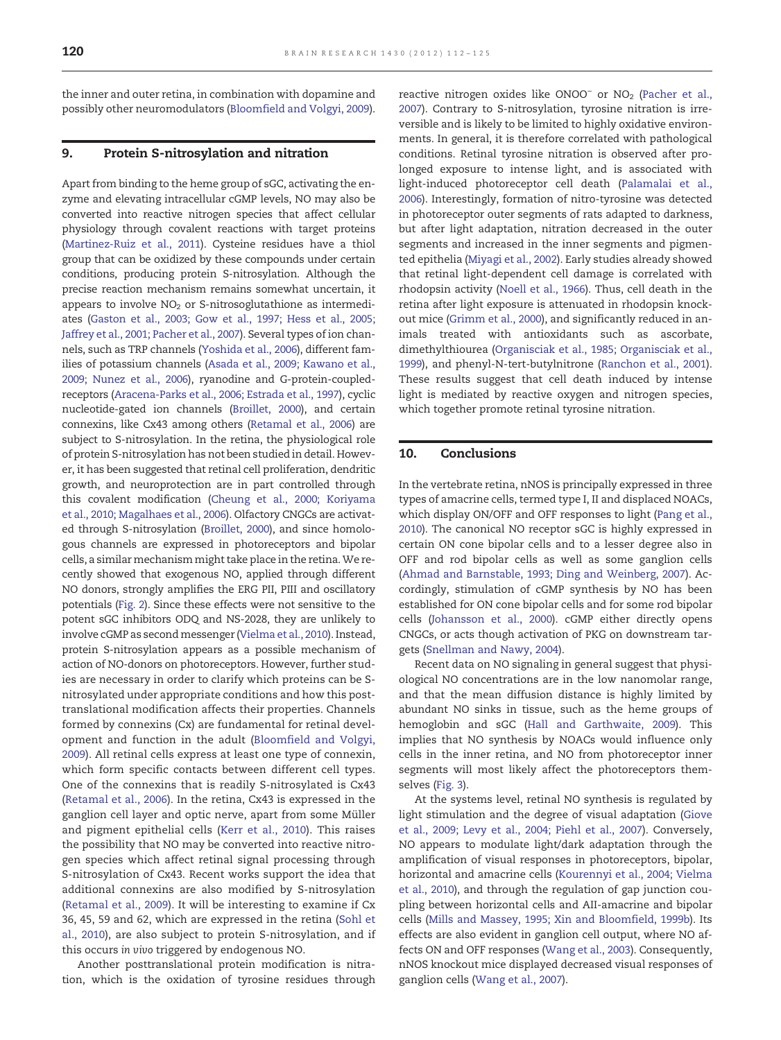the inner and outer retina, in combination with dopamine and possibly other neuromodulators (Bloomfield and Volgyi, 2009).

## 9. Protein S-nitrosylation and nitration

Apart from binding to the heme group of sGC, activating the enzyme and elevating intracellular cGMP levels, NO may also be converted into reactive nitrogen species that affect cellular physiology through covalent reactions with target proteins (Martinez-Ruiz et al., 2011). Cysteine residues have a thiol group that can be oxidized by these compounds under certain conditions, producing protein S-nitrosylation. Although the precise reaction mechanism remains somewhat uncertain, it appears to involve $NO_2$ or S-nitrosoglutathione as intermediates (Gaston et al., 2003; Gow et al., 1997; Hess et al., 2005; Jaffrey et al., 2001; Pacher et al., 2007). Several types of ion channels, such as TRP channels (Yoshida et al., 2006), different families of potassium channels (Asada et al., 2009; Kawano et al., 2009; Nunez et al., 2006), ryanodine and G-protein-coupled-receptors (Aracena-Parks et al., 2006; Estrada et al., 1997), cyclic nucleotide-gated ion channels (Broillet, 2000), and certain connexins, like Cx43 among others (Retamal et al., 2006) are subject to S-nitrosylation. In the retina, the physiological role of protein S-nitrosylation has not been studied in detail. However, it has been suggested that retinal cell proliferation, dendritic growth, and neuroprotection are in part controlled through this covalent modification (Cheung et al., 2000; Koriyama et al., 2010; Magalhaes et al., 2006). Olfactory CNGCs are activated through S-nitrosylation (Broillet, 2000), and since homologous channels are expressed in photoreceptors and bipolar cells, a similar mechanism might take place in the retina. We recently showed that exogenous NO, applied through different NO donors, strongly amplifies the ERG PII, PIII and oscillatory potentials (Fig. 2). Since these effects were not sensitive to the potent sGC inhibitors ODQ and NS-2028, they are unlikely to involve cGMP as second messenger (Vielma et al., 2010). Instead, protein S-nitrosylation appears as a possible mechanism of action of NO-donors on photoreceptors. However, further studies are necessary in order to clarify which proteins can be S-nitrosylated under appropriate conditions and how this posttranslational modification affects their properties. Channels formed by connexins (Cx) are fundamental for retinal development and function in the adult (Bloomfield and Volgyi, 2009). All retinal cells express at least one type of connexin, which form specific contacts between different cell types. One of the connexins that is readily S-nitrosylated is Cx43 (Retamal et al., 2006). In the retina, Cx43 is expressed in the ganglion cell layer and optic nerve, apart from some Müller and pigment epithelial cells (Kerr et al., 2010). This raises the possibility that NO may be converted into reactive nitrogen species which affect retinal signal processing through S-nitrosylation of Cx43. Recent works support the idea that additional connexins are also modified by S-nitrosylation (Retamal et al., 2009). It will be interesting to examine if Cx 36, 45, 59 and 62, which are expressed in the retina (Sohl et al., 2010), are also subject to protein S-nitrosylation, and if this occurs *in vivo* triggered by endogenous NO.

Another posttranslational protein modification is nitration, which is the oxidation of tyrosine residues through reactive nitrogen oxides like $ONOO^-$ or $NO_2$ (Pacher et al., 2007). Contrary to S-nitrosylation, tyrosine nitration is irreversible and is likely to be limited to highly oxidative environments. In general, it is therefore correlated with pathological conditions. Retinal tyrosine nitration is observed after prolonged exposure to intense light, and is associated with light-induced photoreceptor cell death (Palamalai et al., 2006). Interestingly, formation of nitro-tyrosine was detected in photoreceptor outer segments of rats adapted to darkness, but after light adaptation, nitration decreased in the outer segments and increased in the inner segments and pigmented epithelia (Miyagi et al., 2002). Early studies already showed that retinal light-dependent cell damage is correlated with rhodopsin activity (Noell et al., 1966). Thus, cell death in the retina after light exposure is attenuated in rhodopsin knockout mice (Grimm et al., 2000), and significantly reduced in animals treated with antioxidants such as ascorbate, dimethylthiourea (Organisciak et al., 1985; Organisciak et al., 1999), and phenyl-N-tert-butylnitrone (Ranchon et al., 2001). These results suggest that cell death induced by intense light is mediated by reactive oxygen and nitrogen species, which together promote retinal tyrosine nitration.

## 10. Conclusions

In the vertebrate retina, nNOS is principally expressed in three types of amacrine cells, termed type I, II and displaced NOACs, which display ON/OFF and OFF responses to light (Pang et al., 2010). The canonical NO receptor sGC is highly expressed in certain ON cone bipolar cells and to a lesser degree also in OFF and rod bipolar cells as well as some ganglion cells (Ahmad and Barnstable, 1993; Ding and Weinberg, 2007). Accordingly, stimulation of cGMP synthesis by NO has been established for ON cone bipolar cells and for some rod bipolar cells (Johansson et al., 2000). cGMP either directly opens CNGCs, or acts though activation of PKG on downstream targets (Snellman and Nawy, 2004).

Recent data on NO signaling in general suggest that physiological NO concentrations are in the low nanomolar range, and that the mean diffusion distance is highly limited by abundant NO sinks in tissue, such as the heme groups of hemoglobin and sGC (Hall and Garthwaite, 2009). This implies that NO synthesis by NOACs would influence only cells in the inner retina, and NO from photoreceptor inner segments will most likely affect the photoreceptors themselves (Fig. 3).

At the systems level, retinal NO synthesis is regulated by light stimulation and the degree of visual adaptation (Giove et al., 2009; Levy et al., 2004; Piehl et al., 2007). Conversely, NO appears to modulate light/dark adaptation through the amplification of visual responses in photoreceptors, bipolar, horizontal and amacrine cells (Kourennyi et al., 2004; Vielma et al., 2010), and through the regulation of gap junction coupling between horizontal cells and AII-amacrine and bipolar cells (Mills and Massey, 1995; Xin and Bloomfield, 1999b). Its effects are also evident in ganglion cell output, where NO affects ON and OFF responses (Wang et al., 2003). Consequently, nNOS knockout mice displayed decreased visual responses of ganglion cells (Wang et al., 2007).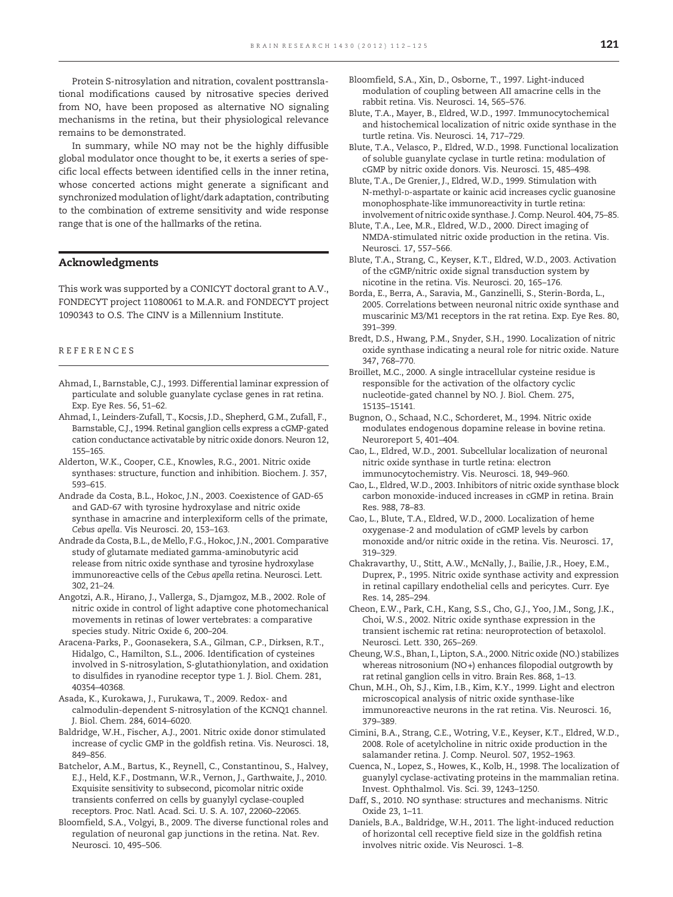Protein S-nitrosylation and nitration, covalent posttranslational modifications caused by nitrosative species derived from NO, have been proposed as alternative NO signaling mechanisms in the retina, but their physiological relevance remains to be demonstrated.

In summary, while NO may not be the highly diffusible global modulator once thought to be, it exerts a series of specific local effects between identified cells in the inner retina, whose concerted actions might generate a significant and synchronized modulation of light/dark adaptation, contributing to the combination of extreme sensitivity and wide response range that is one of the hallmarks of the retina.

## Acknowledgments

This work was supported by a CONICYT doctoral grant to A.V., FONDECYT project 11080061 to M.A.R. and FONDECYT project 1090343 to O.S. The CINV is a Millennium Institute.

## REFERENCES

Ahmad, I., Barnstable, C.J., 1993. Differential laminar expression of particulate and soluble guanylate cyclase genes in rat retina. Exp. Eye Res. 56, 51–62.

Ahmad, I., Leinders-Zufall, T., Kocsis, J.D., Shepherd, G.M., Zufall, F., Barnstable, C.J., 1994. Retinal ganglion cells express a cGMP-gated cation conductance activatable by nitric oxide donors. Neuron 12, 155–165.

Alderton, W.K., Cooper, C.E., Knowles, R.G., 2001. Nitric oxide synthases: structure, function and inhibition. Biochem. J. 357, 593–615.

Andrade da Costa, B.L., Hokoc, J.N., 2003. Coexistence of GAD-65 and GAD-67 with tyrosine hydroxylase and nitric oxide synthase in amacrine and interplexiform cells of the primate, *Cebus apella*. Vis Neurosci. 20, 153–163.

Andrade da Costa, B.L., de Mello, F.G., Hokoc, J.N., 2001. Comparative study of glutamate mediated gamma-aminobutyric acid release from nitric oxide synthase and tyrosine hydroxylase immunoreactive cells of the *Cebus apella* retina. Neurosci. Lett. 302, 21–24.

Angotzi, A.R., Hirano, J., Vallerga, S., Djamgoz, M.B., 2002. Role of nitric oxide in control of light adaptive cone photomechanical movements in retinas of lower vertebrates: a comparative species study. Nitric Oxide 6, 200–204.

Aracena-Parks, P., Goonasekera, S.A., Gilman, C.P., Dirksen, R.T., Hidalgo, C., Hamilton, S.L., 2006. Identification of cysteines involved in S-nitrosylation, S-glutathionylation, and oxidation to disulfides in ryanodine receptor type 1. J. Biol. Chem. 281, 40354–40368.

Asada, K., Kurokawa, J., Furukawa, T., 2009. Redox- and calmodulin-dependent S-nitrosylation of the KCNQ1 channel. J. Biol. Chem. 284, 6014–6020.

Baldridge, W.H., Fischer, A.J., 2001. Nitric oxide donor stimulated increase of cyclic GMP in the goldfish retina. Vis. Neurosci. 18, 849–856.

Batchelor, A.M., Bartus, K., Reynell, C., Constantinou, S., Halvey, E.J., Held, K.F., Dostmann, W.R., Vernon, J., Garthwaite, J., 2010. Exquisite sensitivity to subsecond, picomolar nitric oxide transients conferred on cells by guanylyl cyclase-coupled receptors. Proc. Natl. Acad. Sci. U. S. A. 107, 22060–22065.

Bloomfield, S.A., Volgyi, B., 2009. The diverse functional roles and regulation of neuronal gap junctions in the retina. Nat. Rev. Neurosci. 10, 495–506.

Bloomfield, S.A., Xin, D., Osborne, T., 1997. Light-induced modulation of coupling between AII amacrine cells in the rabbit retina. Vis. Neurosci. 14, 565–576.

Blute, T.A., Mayer, B., Eldred, W.D., 1997. Immunocytochemical and histochemical localization of nitric oxide synthase in the turtle retina. Vis. Neurosci. 14, 717–729.

Blute, T.A., Velasco, P., Eldred, W.D., 1998. Functional localization of soluble guanylate cyclase in turtle retina: modulation of cGMP by nitric oxide donors. Vis. Neurosci. 15, 485–498.

Blute, T.A., De Grenier, J., Eldred, W.D., 1999. Stimulation with N-methyl-D-aspartate or kainic acid increases cyclic guanosine monophosphate-like immunoreactivity in turtle retina: involvement of nitric oxide synthase. J. Comp. Neurol. 404, 75–85.

Blute, T.A., Lee, M.R., Eldred, W.D., 2000. Direct imaging of NMDA-stimulated nitric oxide production in the retina. Vis. Neurosci. 17, 557–566.

Blute, T.A., Strang, C., Keyser, K.T., Eldred, W.D., 2003. Activation of the cGMP/nitric oxide signal transduction system by nicotine in the retina. Vis. Neurosci. 20, 165–176.

Borda, E., Berra, A., Saravia, M., Ganzinelli, S., Sterin-Borda, L., 2005. Correlations between neuronal nitric oxide synthase and muscarinic M3/M1 receptors in the rat retina. Exp. Eye Res. 80, 391–399.

Bredt, D.S., Hwang, P.M., Snyder, S.H., 1990. Localization of nitric oxide synthase indicating a neural role for nitric oxide. Nature 347, 768–770.

Broillet, M.C., 2000. A single intracellular cysteine residue is responsible for the activation of the olfactory cyclic nucleotide-gated channel by NO. J. Biol. Chem. 275, 15135–15141.

Bugnon, O., Schaad, N.C., Schorderet, M., 1994. Nitric oxide modulates endogenous dopamine release in bovine retina. Neuroreport 5, 401–404.

Cao, L., Eldred, W.D., 2001. Subcellular localization of neuronal nitric oxide synthase in turtle retina: electron immunocytochemistry. Vis. Neurosci. 18, 949–960.

Cao, L., Eldred, W.D., 2003. Inhibitors of nitric oxide synthase block carbon monoxide-induced increases in cGMP in retina. Brain Res. 988, 78–83.

Cao, L., Blute, T.A., Eldred, W.D., 2000. Localization of heme oxygenase-2 and modulation of cGMP levels by carbon monoxide and/or nitric oxide in the retina. Vis. Neurosci. 17, 319–329.

Chakravarthy, U., Stitt, A.W., McNally, J., Bailie, J.R., Hoey, E.M., Duprex, P., 1995. Nitric oxide synthase activity and expression in retinal capillary endothelial cells and pericytes. Curr. Eye Res. 14, 285–294.

Cheon, E.W., Park, C.H., Kang, S.S., Cho, G.J., Yoo, J.M., Song, J.K., Choi, W.S., 2002. Nitric oxide synthase expression in the transient ischemic rat retina: neuroprotection of betaxolol. Neurosci. Lett. 330, 265–269.

Cheung, W.S., Bhan, I., Lipton, S.A., 2000. Nitric oxide (NO.) stabilizes whereas nitrosonium (NO+) enhances filopodial outgrowth by rat retinal ganglion cells in vitro. Brain Res. 868, 1–13.

Chun, M.H., Oh, S.J., Kim, I.B., Kim, K.Y., 1999. Light and electron microscopical analysis of nitric oxide synthase-like immunoreactive neurons in the rat retina. Vis. Neurosci. 16, 379–389.

Cimini, B.A., Strang, C.E., Wotring, V.E., Keyser, K.T., Eldred, W.D., 2008. Role of acetylcholine in nitric oxide production in the salamander retina. J. Comp. Neurol. 507, 1952–1963.

Cuenca, N., Lopez, S., Howes, K., Kolb, H., 1998. The localization of guanylyl cyclase-activating proteins in the mammalian retina. Invest. Ophthalmol. Vis. Sci. 39, 1243–1250.

Daff, S., 2010. NO synthase: structures and mechanisms. Nitric Oxide 23, 1–11.

Daniels, B.A., Baldridge, W.H., 2011. The light-induced reduction of horizontal cell receptive field size in the goldfish retina involves nitric oxide. Vis Neurosci. 1–8.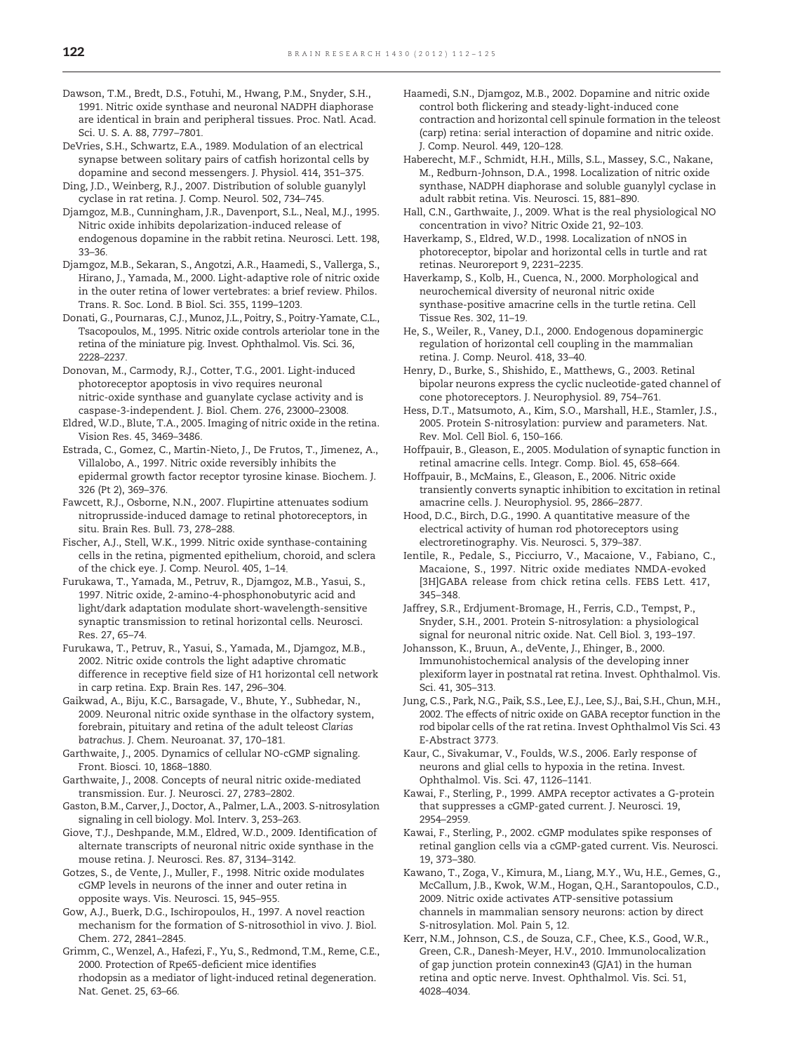Dawson, T.M., Bredt, D.S., Fotuhi, M., Hwang, P.M., Snyder, S.H., 1991. Nitric oxide synthase and neuronal NADPH diaphorase are identical in brain and peripheral tissues. Proc. Natl. Acad. Sci. U. S. A. 88, 7797–7801.

DeVries, S.H., Schwartz, E.A., 1989. Modulation of an electrical synapse between solitary pairs of catfish horizontal cells by dopamine and second messengers. J. Physiol. 414, 351–375.

Ding, J.D., Weinberg, R.J., 2007. Distribution of soluble guanylyl cyclase in rat retina. J. Comp. Neurol. 502, 734–745.

Djamgoz, M.B., Cunningham, J.R., Davenport, S.L., Neal, M.J., 1995. Nitric oxide inhibits depolarization-induced release of endogenous dopamine in the rabbit retina. Neurosci. Lett. 198, 33–36.

Djamgoz, M.B., Sekaran, S., Angotzi, A.R., Haamedi, S., Vallerga, S., Hirano, J., Yamada, M., 2000. Light-adaptive role of nitric oxide in the outer retina of lower vertebrates: a brief review. Philos. Trans. R. Soc. Lond. B Biol. Sci. 355, 1199–1203.

Donati, G., Pournaras, C.J., Munoz, J.L., Poitry, S., Poitry-Yamate, C.L., Tsacopoulos, M., 1995. Nitric oxide controls arteriolar tone in the retina of the miniature pig. Invest. Ophthalmol. Vis. Sci. 36, 2228–2237.

Donovan, M., Carmody, R.J., Cotter, T.G., 2001. Light-induced photoreceptor apoptosis in vivo requires neuronal nitric-oxide synthase and guanylate cyclase activity and is caspase-3-independent. J. Biol. Chem. 276, 23000–23008.

Eldred, W.D., Blute, T.A., 2005. Imaging of nitric oxide in the retina. Vision Res. 45, 3469–3486.

Estrada, C., Gomez, C., Martin-Nieto, J., De Frutos, T., Jimenez, A., Villalobo, A., 1997. Nitric oxide reversibly inhibits the epidermal growth factor receptor tyrosine kinase. Biochem. J. 326 (Pt 2), 369–376.

Fawcett, R.J., Osborne, N.N., 2007. Flupirtine attenuates sodium nitroprusside-induced damage to retinal photoreceptors, in situ. Brain Res. Bull. 73, 278–288.

Fischer, A.J., Stell, W.K., 1999. Nitric oxide synthase-containing cells in the retina, pigmented epithelium, choroid, and sclera of the chick eye. J. Comp. Neurol. 405, 1–14.

Furukawa, T., Yamada, M., Petruv, R., Djamgoz, M.B., Yasui, S., 1997. Nitric oxide, 2-amino-4-phosphonobutyric acid and light/dark adaptation modulate short-wavelength-sensitive synaptic transmission to retinal horizontal cells. Neurosci. Res. 27, 65–74.

Furukawa, T., Petruv, R., Yasui, S., Yamada, M., Djamgoz, M.B., 2002. Nitric oxide controls the light adaptive chromatic difference in receptive field size of H1 horizontal cell network in carp retina. Exp. Brain Res. 147, 296–304.

Gaikwad, A., Biju, K.C., Barsagade, V., Bhute, Y., Subhedar, N., 2009. Neuronal nitric oxide synthase in the olfactory system, forebrain, pituitary and retina of the adult teleost *Clarias batrachus*. J. Chem. Neuroanat. 37, 170–181.

Garthwaite, J., 2005. Dynamics of cellular NO-cGMP signaling. Front. Biosci. 10, 1868–1880.

Garthwaite, J., 2008. Concepts of neural nitric oxide-mediated transmission. Eur. J. Neurosci. 27, 2783–2802.

Gaston, B.M., Carver, J., Doctor, A., Palmer, L.A., 2003. S-nitrosylation signaling in cell biology. Mol. Interv. 3, 253–263.

Giove, T.J., Deshpande, M.M., Eldred, W.D., 2009. Identification of alternate transcripts of neuronal nitric oxide synthase in the mouse retina. J. Neurosci. Res. 87, 3134–3142.

Gotzes, S., de Vente, J., Muller, F., 1998. Nitric oxide modulates cGMP levels in neurons of the inner and outer retina in opposite ways. Vis. Neurosci. 15, 945–955.

Gow, A.J., Buerk, D.G., Ischiropoulos, H., 1997. A novel reaction mechanism for the formation of S-nitrosothiol in vivo. J. Biol. Chem. 272, 2841–2845.

Grimm, C., Wenzel, A., Hafezi, F., Yu, S., Redmond, T.M., Reme, C.E., 2000. Protection of Rpe65-deficient mice identifies rhodopsin as a mediator of light-induced retinal degeneration. Nat. Genet. 25, 63–66.

Haamedi, S.N., Djamgoz, M.B., 2002. Dopamine and nitric oxide control both flickering and steady-light-induced cone contraction and horizontal cell spinule formation in the teleost (carp) retina: serial interaction of dopamine and nitric oxide. J. Comp. Neurol. 449, 120–128.

Haberecht, M.F., Schmidt, H.H., Mills, S.L., Massey, S.C., Nakane, M., Redburn-Johnson, D.A., 1998. Localization of nitric oxide synthase, NADPH diaphorase and soluble guanylyl cyclase in adult rabbit retina. Vis. Neurosci. 15, 881–890.

Hall, C.N., Garthwaite, J., 2009. What is the real physiological NO concentration in vivo? Nitric Oxide 21, 92–103.

Haverkamp, S., Eldred, W.D., 1998. Localization of nNOS in photoreceptor, bipolar and horizontal cells in turtle and rat retinas. Neuroreport 9, 2231–2235.

Haverkamp, S., Kolb, H., Cuenca, N., 2000. Morphological and neurochemical diversity of neuronal nitric oxide synthase-positive amacrine cells in the turtle retina. Cell Tissue Res. 302, 11–19.

He, S., Weiler, R., Vaney, D.I., 2000. Endogenous dopaminergic regulation of horizontal cell coupling in the mammalian retina. J. Comp. Neurol. 418, 33–40.

Henry, D., Burke, S., Shishido, E., Matthews, G., 2003. Retinal bipolar neurons express the cyclic nucleotide-gated channel of cone photoreceptors. J. Neurophysiol. 89, 754–761.

Hess, D.T., Matsumoto, A., Kim, S.O., Marshall, H.E., Stamler, J.S., 2005. Protein S-nitrosylation: purview and parameters. Nat. Rev. Mol. Cell Biol. 6, 150–166.

Hoffpauir, B., Gleason, E., 2005. Modulation of synaptic function in retinal amacrine cells. Integr. Comp. Biol. 45, 658–664.

Hoffpauir, B., McMains, E., Gleason, E., 2006. Nitric oxide transiently converts synaptic inhibition to excitation in retinal amacrine cells. J. Neurophysiol. 95, 2866–2877.

Hood, D.C., Birch, D.G., 1990. A quantitative measure of the electrical activity of human rod photoreceptors using electroretinography. Vis. Neurosci. 5, 379–387.

Ientile, R., Pedale, S., Picciurro, V., Macaione, V., Fabiano, C., Macaione, S., 1997. Nitric oxide mediates NMDA-evoked [3H]GABA release from chick retina cells. FEBS Lett. 417, 345–348.

Jaffrey, S.R., Erdjument-Bromage, H., Ferris, C.D., Tempst, P., Snyder, S.H., 2001. Protein S-nitrosylation: a physiological signal for neuronal nitric oxide. Nat. Cell Biol. 3, 193–197.

Johansson, K., Bruun, A., deVente, J., Ehinger, B., 2000. Immunohistochemical analysis of the developing inner plexiform layer in postnatal rat retina. Invest. Ophthalmol. Vis. Sci. 41, 305–313.

Jung, C.S., Park, N.G., Paik, S.S., Lee, E.J., Lee, S.J., Bai, S.H., Chun, M.H., 2002. The effects of nitric oxide on GABA receptor function in the rod bipolar cells of the rat retina. Invest Ophthalmol Vis Sci. 43 E-Abstract 3773.

Kaur, C., Sivakumar, V., Foulds, W.S., 2006. Early response of neurons and glial cells to hypoxia in the retina. Invest. Ophthalmol. Vis. Sci. 47, 1126–1141.

Kawai, F., Sterling, P., 1999. AMPA receptor activates a G-protein that suppresses a cGMP-gated current. J. Neurosci. 19, 2954–2959.

Kawai, F., Sterling, P., 2002. cGMP modulates spike responses of retinal ganglion cells via a cGMP-gated current. Vis. Neurosci. 19, 373–380.

Kawano, T., Zoga, V., Kimura, M., Liang, M.Y., Wu, H.E., Gemes, G., McCallum, J.B., Kwok, W.M., Hogan, Q.H., Sarantopoulos, C.D., 2009. Nitric oxide activates ATP-sensitive potassium channels in mammalian sensory neurons: action by direct S-nitrosylation. Mol. Pain 5, 12.

Kerr, N.M., Johnson, C.S., de Souza, C.F., Chee, K.S., Good, W.R., Green, C.R., Danesh-Meyer, H.V., 2010. Immunolocalization of gap junction protein connexin43 (GJA1) in the human retina and optic nerve. Invest. Ophthalmol. Vis. Sci. 51, 4028–4034.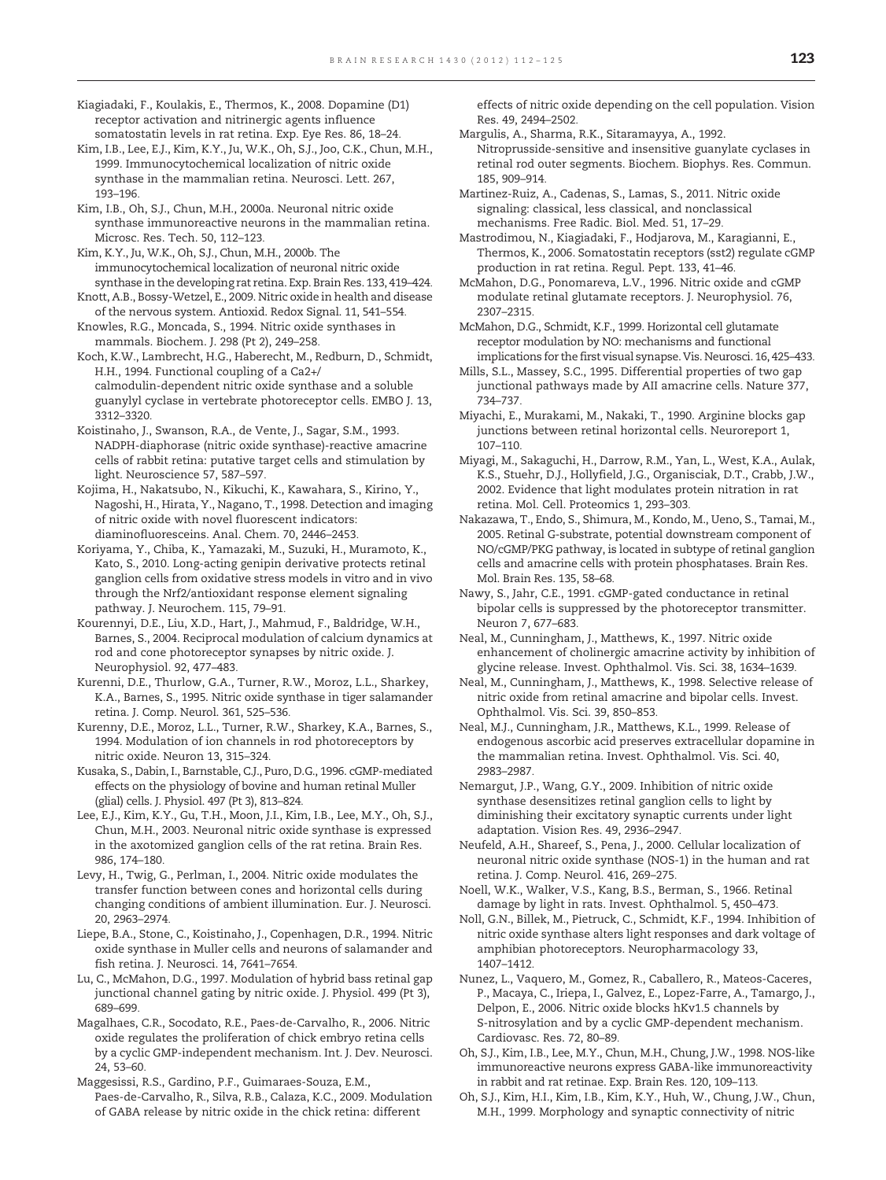Kiagiadaki, F., Koulakis, E., Thermos, K., 2008. Dopamine (D1) receptor activation and nitrinergic agents influence somatostatin levels in rat retina. Exp. Eye Res. 86, 18–24.

Kim, I.B., Lee, E.J., Kim, K.Y., Ju, W.K., Oh, S.J., Joo, C.K., Chun, M.H., 1999. Immunocytochemical localization of nitric oxide synthase in the mammalian retina. Neurosci. Lett. 267, 193–196.

Kim, I.B., Oh, S.J., Chun, M.H., 2000a. Neuronal nitric oxide synthase immunoreactive neurons in the mammalian retina. Microsc. Res. Tech. 50, 112–123.

Kim, K.Y., Ju, W.K., Oh, S.J., Chun, M.H., 2000b. The immunocytochemical localization of neuronal nitric oxide synthase in the developing rat retina. Exp. Brain Res. 133, 419–424.

Knott, A.B., Bossy-Wetzel, E., 2009. Nitric oxide in health and disease of the nervous system. Antioxid. Redox Signal. 11, 541–554.

Knowles, R.G., Moncada, S., 1994. Nitric oxide synthases in mammals. Biochem. J. 298 (Pt 2), 249–258.

Koch, K.W., Lambrecht, H.G., Haberecht, M., Redburn, D., Schmidt, H.H., 1994. Functional coupling of a Ca2+/calmodulin-dependent nitric oxide synthase and a soluble guanylyl cyclase in vertebrate photoreceptor cells. EMBO J. 13, 3312–3320.

Koistinaho, J., Swanson, R.A., de Vente, J., Sagar, S.M., 1993. NADPH-diaphorase (nitric oxide synthase)-reactive amacrine cells of rabbit retina: putative target cells and stimulation by light. Neuroscience 57, 587–597.

Kojima, H., Nakatsubo, N., Kikuchi, K., Kawahara, S., Kirino, Y., Nagoshi, H., Hirata, Y., Nagano, T., 1998. Detection and imaging of nitric oxide with novel fluorescent indicators: diaminofluoresceins. Anal. Chem. 70, 2446–2453.

Koriyama, Y., Chiba, K., Yamazaki, M., Suzuki, H., Muramoto, K., Kato, S., 2010. Long-acting genipin derivative protects retinal ganglion cells from oxidative stress models in vitro and in vivo through the Nrf2/antioxidant response element signaling pathway. J. Neurochem. 115, 79–91.

Kourennyi, D.E., Liu, X.D., Hart, J., Mahmud, F., Baldridge, W.H., Barnes, S., 2004. Reciprocal modulation of calcium dynamics at rod and cone photoreceptor synapses by nitric oxide. J. Neurophysiol. 92, 477–483.

Kurenni, D.E., Thurlow, G.A., Turner, R.W., Moroz, L.L., Sharkey, K.A., Barnes, S., 1995. Nitric oxide synthase in tiger salamander retina. J. Comp. Neurol. 361, 525–536.

Kurenny, D.E., Moroz, L.L., Turner, R.W., Sharkey, K.A., Barnes, S., 1994. Modulation of ion channels in rod photoreceptors by nitric oxide. Neuron 13, 315–324.

Kusaka, S., Dabin, I., Barnstable, C.J., Puro, D.G., 1996. cGMP-mediated effects on the physiology of bovine and human retinal Muller (glial) cells. J. Physiol. 497 (Pt 3), 813–824.

Lee, E.J., Kim, K.Y., Gu, T.H., Moon, J.I., Kim, I.B., Lee, M.Y., Oh, S.J., Chun, M.H., 2003. Neuronal nitric oxide synthase is expressed in the axotomized ganglion cells of the rat retina. Brain Res. 986, 174–180.

Levy, H., Twig, G., Perlman, I., 2004. Nitric oxide modulates the transfer function between cones and horizontal cells during changing conditions of ambient illumination. Eur. J. Neurosci. 20, 2963–2974.

Liepe, B.A., Stone, C., Koistinaho, J., Copenhagen, D.R., 1994. Nitric oxide synthase in Muller cells and neurons of salamander and fish retina. J. Neurosci. 14, 7641–7654.

Lu, C., McMahon, D.G., 1997. Modulation of hybrid bass retinal gap junctional channel gating by nitric oxide. J. Physiol. 499 (Pt 3), 689–699.

Magalhaes, C.R., Socodato, R.E., Paes-de-Carvalho, R., 2006. Nitric oxide regulates the proliferation of chick embryo retina cells by a cyclic GMP-independent mechanism. Int. J. Dev. Neurosci. 24, 53–60.

Maggesissi, R.S., Gardino, P.F., Guimaraes-Souza, E.M., Paes-de-Carvalho, R., Silva, R.B., Calaza, K.C., 2009. Modulation of GABA release by nitric oxide in the chick retina: different effects of nitric oxide depending on the cell population. Vision Res. 49, 2494–2502.

Margulis, A., Sharma, R.K., Sitaramayya, A., 1992. Nitroprusside-sensitive and insensitive guanylate cyclases in retinal rod outer segments. Biochem. Biophys. Res. Commun. 185, 909–914.

Martinez-Ruiz, A., Cadenas, S., Lamas, S., 2011. Nitric oxide signaling: classical, less classical, and nonclassical mechanisms. Free Radic. Biol. Med. 51, 17–29.

Mastrodimou, N., Kiagiadaki, F., Hodjarova, M., Karagianni, E., Thermos, K., 2006. Somatostatin receptors (sst2) regulate cGMP production in rat retina. Regul. Pept. 133, 41–46.

McMahon, D.G., Ponomareva, L.V., 1996. Nitric oxide and cGMP modulate retinal glutamate receptors. J. Neurophysiol. 76, 2307–2315.

McMahon, D.G., Schmidt, K.F., 1999. Horizontal cell glutamate receptor modulation by NO: mechanisms and functional implications for the first visual synapse. Vis. Neurosci. 16, 425–433.

Mills, S.L., Massey, S.C., 1995. Differential properties of two gap junctional pathways made by AII amacrine cells. Nature 377, 734–737.

Miyachi, E., Murakami, M., Nakaki, T., 1990. Arginine blocks gap junctions between retinal horizontal cells. Neuroreport 1, 107–110.

Miyagi, M., Sakaguchi, H., Darrow, R.M., Yan, L., West, K.A., Aulak, K.S., Stuehr, D.J., Hollyfield, J.G., Organisciak, D.T., Crabb, J.W., 2002. Evidence that light modulates protein nitration in rat retina. Mol. Cell. Proteomics 1, 293–303.

Nakazawa, T., Endo, S., Shimura, M., Kondo, M., Ueno, S., Tamai, M., 2005. Retinal G-substrate, potential downstream component of NO/cGMP/PKG pathway, is located in subtype of retinal ganglion cells and amacrine cells with protein phosphatases. Brain Res. Mol. Brain Res. 135, 58–68.

Nawy, S., Jahr, C.E., 1991. cGMP-gated conductance in retinal bipolar cells is suppressed by the photoreceptor transmitter. Neuron 7, 677–683.

Neal, M., Cunningham, J., Matthews, K., 1997. Nitric oxide enhancement of cholinergic amacrine activity by inhibition of glycine release. Invest. Ophthalmol. Vis. Sci. 38, 1634–1639.

Neal, M., Cunningham, J., Matthews, K., 1998. Selective release of nitric oxide from retinal amacrine and bipolar cells. Invest. Ophthalmol. Vis. Sci. 39, 850–853.

Neal, M.J., Cunningham, J.R., Matthews, K.L., 1999. Release of endogenous ascorbic acid preserves extracellular dopamine in the mammalian retina. Invest. Ophthalmol. Vis. Sci. 40, 2983–2987.

Nemargut, J.P., Wang, G.Y., 2009. Inhibition of nitric oxide synthase desensitizes retinal ganglion cells to light by diminishing their excitatory synaptic currents under light adaptation. Vision Res. 49, 2936–2947.

Neufeld, A.H., Shareef, S., Pena, J., 2000. Cellular localization of neuronal nitric oxide synthase (NOS-1) in the human and rat retina. J. Comp. Neurol. 416, 269–275.

Noell, W.K., Walker, V.S., Kang, B.S., Berman, S., 1966. Retinal damage by light in rats. Invest. Ophthalmol. 5, 450–473.

Noll, G.N., Billek, M., Pietruck, C., Schmidt, K.F., 1994. Inhibition of nitric oxide synthase alters light responses and dark voltage of amphibian photoreceptors. Neuropharmacology 33, 1407–1412.

Nunez, L., Vaquero, M., Gomez, R., Caballero, R., Mateos-Caceres, P., Macaya, C., Iriepa, I., Galvez, E., Lopez-Farre, A., Tamargo, J., Delpon, E., 2006. Nitric oxide blocks hKv1.5 channels by S-nitrosylation and by a cyclic GMP-dependent mechanism. Cardiovasc. Res. 72, 80–89.

Oh, S.J., Kim, I.B., Lee, M.Y., Chun, M.H., Chung, J.W., 1998. NOS-like immunoreactive neurons express GABA-like immunoreactivity in rabbit and rat retinae. Exp. Brain Res. 120, 109–113.

Oh, S.J., Kim, H.I., Kim, I.B., Kim, K.Y., Huh, W., Chung, J.W., Chun, M.H., 1999. Morphology and synaptic connectivity of nitric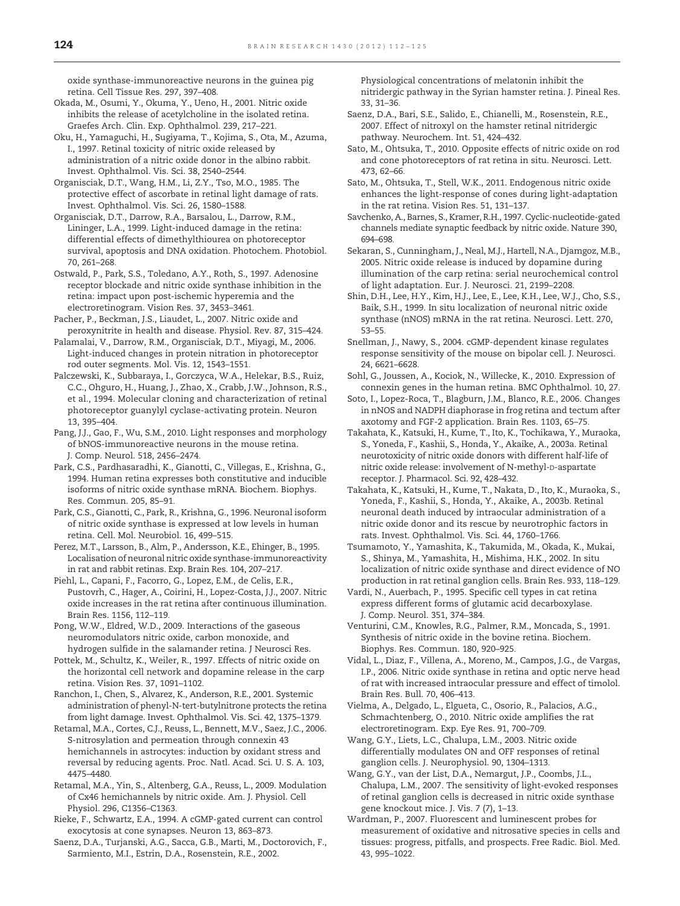oxide synthase-immunoreactive neurons in the guinea pig retina. Cell Tissue Res. 297, 397–408.

Okada, M., Osumi, Y., Okuma, Y., Ueno, H., 2001. Nitric oxide inhibits the release of acetylcholine in the isolated retina. Graefes Arch. Clin. Exp. Ophthalmol. 239, 217–221.

Oku, H., Yamaguchi, H., Sugiyama, T., Kojima, S., Ota, M., Azuma, I., 1997. Retinal toxicity of nitric oxide released by administration of a nitric oxide donor in the albino rabbit. Invest. Ophthalmol. Vis. Sci. 38, 2540–2544.

Organisciak, D.T., Wang, H.M., Li, Z.Y., Tso, M.O., 1985. The protective effect of ascorbate in retinal light damage of rats. Invest. Ophthalmol. Vis. Sci. 26, 1580–1588.

Organisciak, D.T., Darrow, R.A., Barsalou, L., Darrow, R.M., Lininger, L.A., 1999. Light-induced damage in the retina: differential effects of dimethylthiourea on photoreceptor survival, apoptosis and DNA oxidation. Photochem. Photobiol. 70, 261–268.

Ostwald, P., Park, S.S., Toledano, A.Y., Roth, S., 1997. Adenosine receptor blockade and nitric oxide synthase inhibition in the retina: impact upon post-ischemic hyperemia and the electroretinogram. Vision Res. 37, 3453–3461.

Pacher, P., Beckman, J.S., Liaudet, L., 2007. Nitric oxide and peroxynitrite in health and disease. Physiol. Rev. 87, 315–424.

Palamalai, V., Darrow, R.M., Organisciak, D.T., Miyagi, M., 2006. Light-induced changes in protein nitration in photoreceptor rod outer segments. Mol. Vis. 12, 1543–1551.

Palczewski, K., Subbaraya, I., Gorczyca, W.A., Helekar, B.S., Ruiz, C.C., Ohguro, H., Huang, J., Zhao, X., Crabb, J.W., Johnson, R.S., et al., 1994. Molecular cloning and characterization of retinal photoreceptor guanylyl cyclase-activating protein. Neuron 13, 395–404.

Pang, J.J., Gao, F., Wu, S.M., 2010. Light responses and morphology of bNOS-immunoreactive neurons in the mouse retina. J. Comp. Neurol. 518, 2456–2474.

Park, C.S., Pardhasaradhi, K., Gianotti, C., Villegas, E., Krishna, G., 1994. Human retina expresses both constitutive and inducible isoforms of nitric oxide synthase mRNA. Biochem. Biophys. Res. Commun. 205, 85–91.

Park, C.S., Gianotti, C., Park, R., Krishna, G., 1996. Neuronal isoform of nitric oxide synthase is expressed at low levels in human retina. Cell. Mol. Neurobiol. 16, 499–515.

Perez, M.T., Larsson, B., Alm, P., Andersson, K.E., Ehinger, B., 1995. Localisation of neuronal nitric oxide synthase-immunoreactivity in rat and rabbit retinas. Exp. Brain Res. 104, 207–217.

Piehl, L., Capani, F., Facorro, G., Lopez, E.M., de Celis, E.R., Pustovrh, C., Hager, A., Coirini, H., Lopez-Costa, J.J., 2007. Nitric oxide increases in the rat retina after continuous illumination. Brain Res. 1156, 112–119.

Pong, W.W., Eldred, W.D., 2009. Interactions of the gaseous neuromodulators nitric oxide, carbon monoxide, and hydrogen sulfide in the salamander retina. J Neurosci Res.

Pottek, M., Schultz, K., Weiler, R., 1997. Effects of nitric oxide on the horizontal cell network and dopamine release in the carp retina. Vision Res. 37, 1091–1102.

Ranchon, I., Chen, S., Alvarez, K., Anderson, R.E., 2001. Systemic administration of phenyl-N-tert-butylnitrone protects the retina from light damage. Invest. Ophthalmol. Vis. Sci. 42, 1375–1379.

Retamal, M.A., Cortes, C.J., Reuss, L., Bennett, M.V., Saez, J.C., 2006. S-nitrosylation and permeation through connexin 43 hemichannels in astrocytes: induction by oxidant stress and reversal by reducing agents. Proc. Natl. Acad. Sci. U. S. A. 103, 4475–4480.

Retamal, M.A., Yin, S., Altenberg, G.A., Reuss, L., 2009. Modulation of Cx46 hemichannels by nitric oxide. Am. J. Physiol. Cell Physiol. 296, C1356–C1363.

Rieke, F., Schwartz, E.A., 1994. A cGMP-gated current can control exocytosis at cone synapses. Neuron 13, 863–873.

Saenz, D.A., Turjanski, A.G., Sacca, G.B., Marti, M., Doctorovich, F., Sarmiento, M.I., Estrin, D.A., Rosenstein, R.E., 2002. Physiological concentrations of melatonin inhibit the nitridergic pathway in the Syrian hamster retina. J. Pineal Res. 33, 31–36.

Saenz, D.A., Bari, S.E., Salido, E., Chianelli, M., Rosenstein, R.E., 2007. Effect of nitroxyl on the hamster retinal nitridergic pathway. Neurochem. Int. 51, 424–432.

Sato, M., Ohtsuka, T., 2010. Opposite effects of nitric oxide on rod and cone photoreceptors of rat retina in situ. Neurosci. Lett. 473, 62–66.

Sato, M., Ohtsuka, T., Stell, W.K., 2011. Endogenous nitric oxide enhances the light-response of cones during light-adaptation in the rat retina. Vision Res. 51, 131–137.

Savchenko, A., Barnes, S., Kramer, R.H., 1997. Cyclic-nucleotide-gated channels mediate synaptic feedback by nitric oxide. Nature 390, 694–698.

Sekaran, S., Cunningham, J., Neal, M.J., Hartell, N.A., Djamgoz, M.B., 2005. Nitric oxide release is induced by dopamine during illumination of the carp retina: serial neurochemical control of light adaptation. Eur. J. Neurosci. 21, 2199–2208.

Shin, D.H., Lee, H.Y., Kim, H.J., Lee, E., Lee, K.H., Lee, W.J., Cho, S.S., Baik, S.H., 1999. In situ localization of neuronal nitric oxide synthase (nNOS) mRNA in the rat retina. Neurosci. Lett. 270, 53–55.

Snellman, J., Nawy, S., 2004. cGMP-dependent kinase regulates response sensitivity of the mouse on bipolar cell. J. Neurosci. 24, 6621–6628.

Sohl, G., Joussen, A., Kociok, N., Willecke, K., 2010. Expression of connexin genes in the human retina. BMC Ophthalmol. 10, 27.

Soto, I., Lopez-Roca, T., Blagburn, J.M., Blanco, R.E., 2006. Changes in nNOS and NADPH diaphorase in frog retina and tectum after axotomy and FGF-2 application. Brain Res. 1103, 65–75.

Takahata, K., Katsuki, H., Kume, T., Ito, K., Tochikawa, Y., Muraoka, S., Yoneda, F., Kashii, S., Honda, Y., Akaike, A., 2003a. Retinal neurotoxicity of nitric oxide donors with different half-life of nitric oxide release: involvement of N-methyl-D-aspartate receptor. J. Pharmacol. Sci. 92, 428–432.

Takahata, K., Katsuki, H., Kume, T., Nakata, D., Ito, K., Muraoka, S., Yoneda, F., Kashii, S., Honda, Y., Akaike, A., 2003b. Retinal neuronal death induced by intraocular administration of a nitric oxide donor and its rescue by neurotrophic factors in rats. Invest. Ophthalmol. Vis. Sci. 44, 1760–1766.

Tsumamoto, Y., Yamashita, K., Takumida, M., Okada, K., Mukai, S., Shinya, M., Yamashita, H., Mishima, H.K., 2002. In situ localization of nitric oxide synthase and direct evidence of NO production in rat retinal ganglion cells. Brain Res. 933, 118–129.

Vardi, N., Auerbach, P., 1995. Specific cell types in cat retina express different forms of glutamic acid decarboxylase. J. Comp. Neurol. 351, 374–384.

Venturini, C.M., Knowles, R.G., Palmer, R.M., Moncada, S., 1991. Synthesis of nitric oxide in the bovine retina. Biochem. Biophys. Res. Commun. 180, 920–925.

Vidal, L., Diaz, F., Villena, A., Moreno, M., Campos, J.G., de Vargas, I.P., 2006. Nitric oxide synthase in retina and optic nerve head of rat with increased intraocular pressure and effect of timolol. Brain Res. Bull. 70, 406–413.

Vielma, A., Delgado, L., Elgueta, C., Osorio, R., Palacios, A.G., Schmachtenberg, O., 2010. Nitric oxide amplifies the rat electroretinogram. Exp. Eye Res. 91, 700–709.

Wang, G.Y., Liets, L.C., Chalupa, L.M., 2003. Nitric oxide differentially modulates ON and OFF responses of retinal ganglion cells. J. Neurophysiol. 90, 1304–1313.

Wang, G.Y., van der List, D.A., Nemargut, J.P., Coombs, J.L., Chalupa, L.M., 2007. The sensitivity of light-evoked responses of retinal ganglion cells is decreased in nitric oxide synthase gene knockout mice. J. Vis. 7 (7), 1–13.

Wardman, P., 2007. Fluorescent and luminescent probes for measurement of oxidative and nitrosative species in cells and tissues: progress, pitfalls, and prospects. Free Radic. Biol. Med. 43, 995–1022.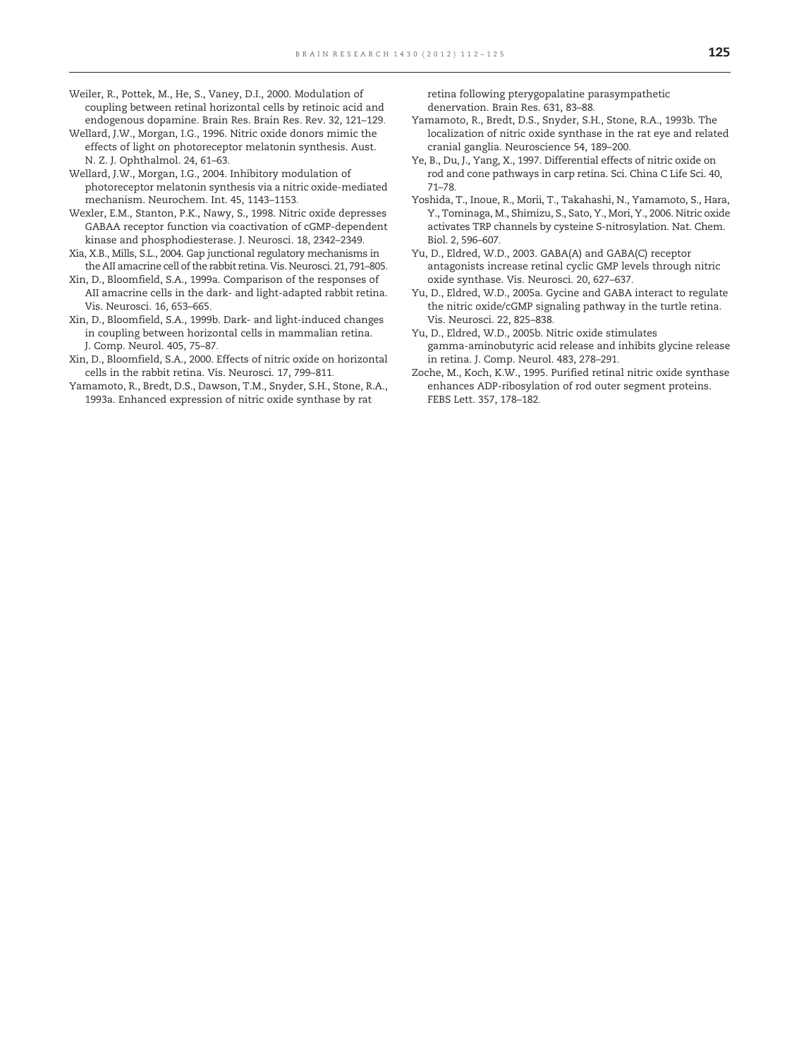Weiler, R., Pottek, M., He, S., Vaney, D.I., 2000. Modulation of coupling between retinal horizontal cells by retinoic acid and endogenous dopamine. Brain Res. Brain Res. Rev. 32, 121–129.

Wellard, J.W., Morgan, I.G., 1996. Nitric oxide donors mimic the effects of light on photoreceptor melatonin synthesis. Aust. N. Z. J. Ophthalmol. 24, 61–63.

Wellard, J.W., Morgan, I.G., 2004. Inhibitory modulation of photoreceptor melatonin synthesis via a nitric oxide-mediated mechanism. Neurochem. Int. 45, 1143–1153.

Wexler, E.M., Stanton, P.K., Nawy, S., 1998. Nitric oxide depresses GABAA receptor function via coactivation of cGMP-dependent kinase and phosphodiesterase. J. Neurosci. 18, 2342–2349.

Xia, X.B., Mills, S.L., 2004. Gap junctional regulatory mechanisms in the AII amacrine cell of the rabbit retina. Vis. Neurosci. 21, 791–805.

Xin, D., Bloomfield, S.A., 1999a. Comparison of the responses of AII amacrine cells in the dark- and light-adapted rabbit retina. Vis. Neurosci. 16, 653–665.

Xin, D., Bloomfield, S.A., 1999b. Dark- and light-induced changes in coupling between horizontal cells in mammalian retina. J. Comp. Neurol. 405, 75–87.

Xin, D., Bloomfield, S.A., 2000. Effects of nitric oxide on horizontal cells in the rabbit retina. Vis. Neurosci. 17, 799–811.

Yamamoto, R., Bredt, D.S., Dawson, T.M., Snyder, S.H., Stone, R.A., 1993a. Enhanced expression of nitric oxide synthase by rat retina following pterygopalatine parasympathetic denervation. Brain Res. 631, 83–88.

Yamamoto, R., Bredt, D.S., Snyder, S.H., Stone, R.A., 1993b. The localization of nitric oxide synthase in the rat eye and related cranial ganglia. Neuroscience 54, 189–200.

Ye, B., Du, J., Yang, X., 1997. Differential effects of nitric oxide on rod and cone pathways in carp retina. Sci. China C Life Sci. 40, 71–78.

Yoshida, T., Inoue, R., Morii, T., Takahashi, N., Yamamoto, S., Hara, Y., Tominaga, M., Shimizu, S., Sato, Y., Mori, Y., 2006. Nitric oxide activates TRP channels by cysteine S-nitrosylation. Nat. Chem. Biol. 2, 596–607.

Yu, D., Eldred, W.D., 2003. GABA(A) and GABA(C) receptor antagonists increase retinal cyclic GMP levels through nitric oxide synthase. Vis. Neurosci. 20, 627–637.

Yu, D., Eldred, W.D., 2005a. Gycine and GABA interact to regulate the nitric oxide/cGMP signaling pathway in the turtle retina. Vis. Neurosci. 22, 825–838.

Yu, D., Eldred, W.D., 2005b. Nitric oxide stimulates gamma-aminobutyric acid release and inhibits glycine release in retina. J. Comp. Neurol. 483, 278–291.

Zoche, M., Koch, K.W., 1995. Purified retinal nitric oxide synthase enhances ADP-ribosylation of rod outer segment proteins. FEBS Lett. 357, 178–182.